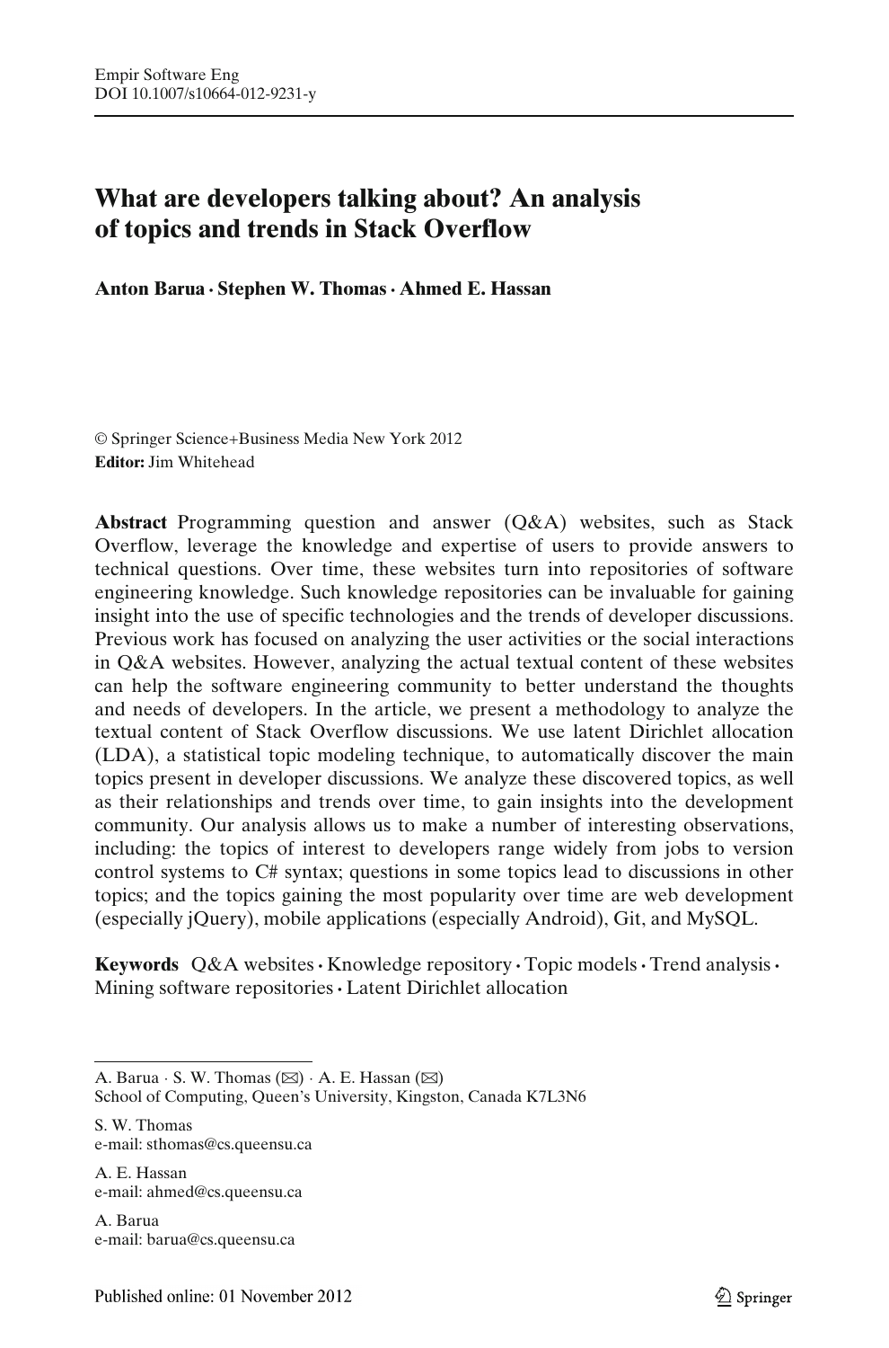Empir Software Eng
DOI 10.1007/s10664-012-9231-y

# What are developers talking about? An analysis of topics and trends in Stack Overflow

**Anton Barua · Stephen W. Thomas · Ahmed E. Hassan**

© Springer Science+Business Media New York 2012
**Editor:** Jim Whitehead

**Abstract** Programming question and answer (Q&A) websites, such as Stack Overflow, leverage the knowledge and expertise of users to provide answers to technical questions. Over time, these websites turn into repositories of software engineering knowledge. Such knowledge repositories can be invaluable for gaining insight into the use of specific technologies and the trends of developer discussions. Previous work has focused on analyzing the user activities or the social interactions in Q&A websites. However, analyzing the actual textual content of these websites can help the software engineering community to better understand the thoughts and needs of developers. In the article, we present a methodology to analyze the textual content of Stack Overflow discussions. We use latent Dirichlet allocation (LDA), a statistical topic modeling technique, to automatically discover the main topics present in developer discussions. We analyze these discovered topics, as well as their relationships and trends over time, to gain insights into the development community. Our analysis allows us to make a number of interesting observations, including: the topics of interest to developers range widely from jobs to version control systems to C# syntax; questions in some topics lead to discussions in other topics; and the topics gaining the most popularity over time are web development (especially jQuery), mobile applications (especially Android), Git, and MySQL.

**Keywords** Q&A websites · Knowledge repository · Topic models · Trend analysis · Mining software repositories · Latent Dirichlet allocation

---

A. Barua · S. W. Thomas (✉) · A. E. Hassan (✉)
School of Computing, Queen's University, Kingston, Canada K7L3N6

S. W. Thomas
e-mail: sthomas@cs.queensu.ca

A. E. Hassan
e-mail: ahmed@cs.queensu.ca

A. Barua
e-mail: barua@cs.queensu.ca

Published online: 01 November 2012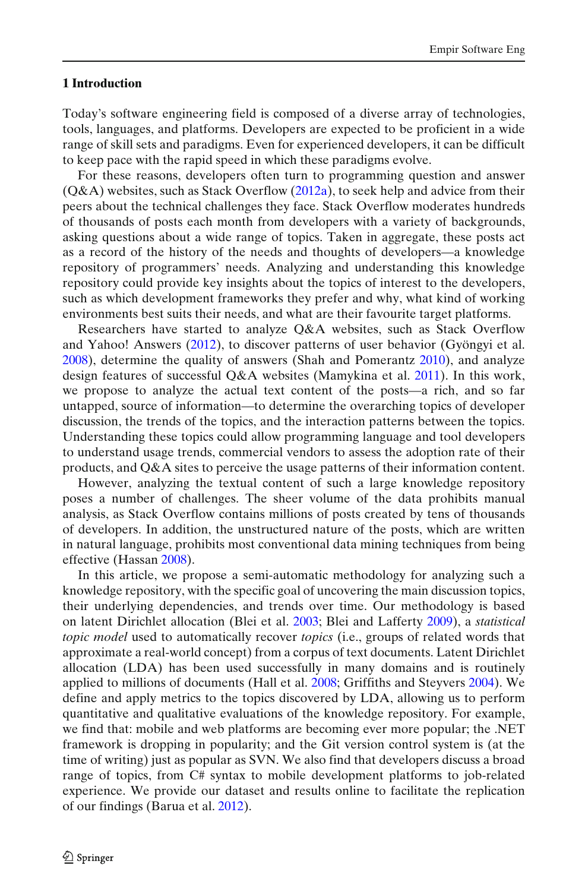## 1 Introduction

Today's software engineering field is composed of a diverse array of technologies, tools, languages, and platforms. Developers are expected to be proficient in a wide range of skill sets and paradigms. Even for experienced developers, it can be difficult to keep pace with the rapid speed in which these paradigms evolve.

For these reasons, developers often turn to programming question and answer (Q&A) websites, such as Stack Overflow (2012a), to seek help and advice from their peers about the technical challenges they face. Stack Overflow moderates hundreds of thousands of posts each month from developers with a variety of backgrounds, asking questions about a wide range of topics. Taken in aggregate, these posts act as a record of the history of the needs and thoughts of developers—a knowledge repository of programmers' needs. Analyzing and understanding this knowledge repository could provide key insights about the topics of interest to the developers, such as which development frameworks they prefer and why, what kind of working environments best suits their needs, and what are their favourite target platforms.

Researchers have started to analyze Q&A websites, such as Stack Overflow and Yahoo! Answers (2012), to discover patterns of user behavior (Gyöngyi et al. 2008), determine the quality of answers (Shah and Pomerantz 2010), and analyze design features of successful Q&A websites (Mamykina et al. 2011). In this work, we propose to analyze the actual text content of the posts—a rich, and so far untapped, source of information—to determine the overarching topics of developer discussion, the trends of the topics, and the interaction patterns between the topics. Understanding these topics could allow programming language and tool developers to understand usage trends, commercial vendors to assess the adoption rate of their products, and Q&A sites to perceive the usage patterns of their information content.

However, analyzing the textual content of such a large knowledge repository poses a number of challenges. The sheer volume of the data prohibits manual analysis, as Stack Overflow contains millions of posts created by tens of thousands of developers. In addition, the unstructured nature of the posts, which are written in natural language, prohibits most conventional data mining techniques from being effective (Hassan 2008).

In this article, we propose a semi-automatic methodology for analyzing such a knowledge repository, with the specific goal of uncovering the main discussion topics, their underlying dependencies, and trends over time. Our methodology is based on latent Dirichlet allocation (Blei et al. 2003; Blei and Lafferty 2009), a *statistical topic model* used to automatically recover *topics* (i.e., groups of related words that approximate a real-world concept) from a corpus of text documents. Latent Dirichlet allocation (LDA) has been used successfully in many domains and is routinely applied to millions of documents (Hall et al. 2008; Griffiths and Steyvers 2004). We define and apply metrics to the topics discovered by LDA, allowing us to perform quantitative and qualitative evaluations of the knowledge repository. For example, we find that: mobile and web platforms are becoming ever more popular; the .NET framework is dropping in popularity; and the Git version control system is (at the time of writing) just as popular as SVN. We also find that developers discuss a broad range of topics, from C# syntax to mobile development platforms to job-related experience. We provide our dataset and results online to facilitate the replication of our findings (Barua et al. 2012).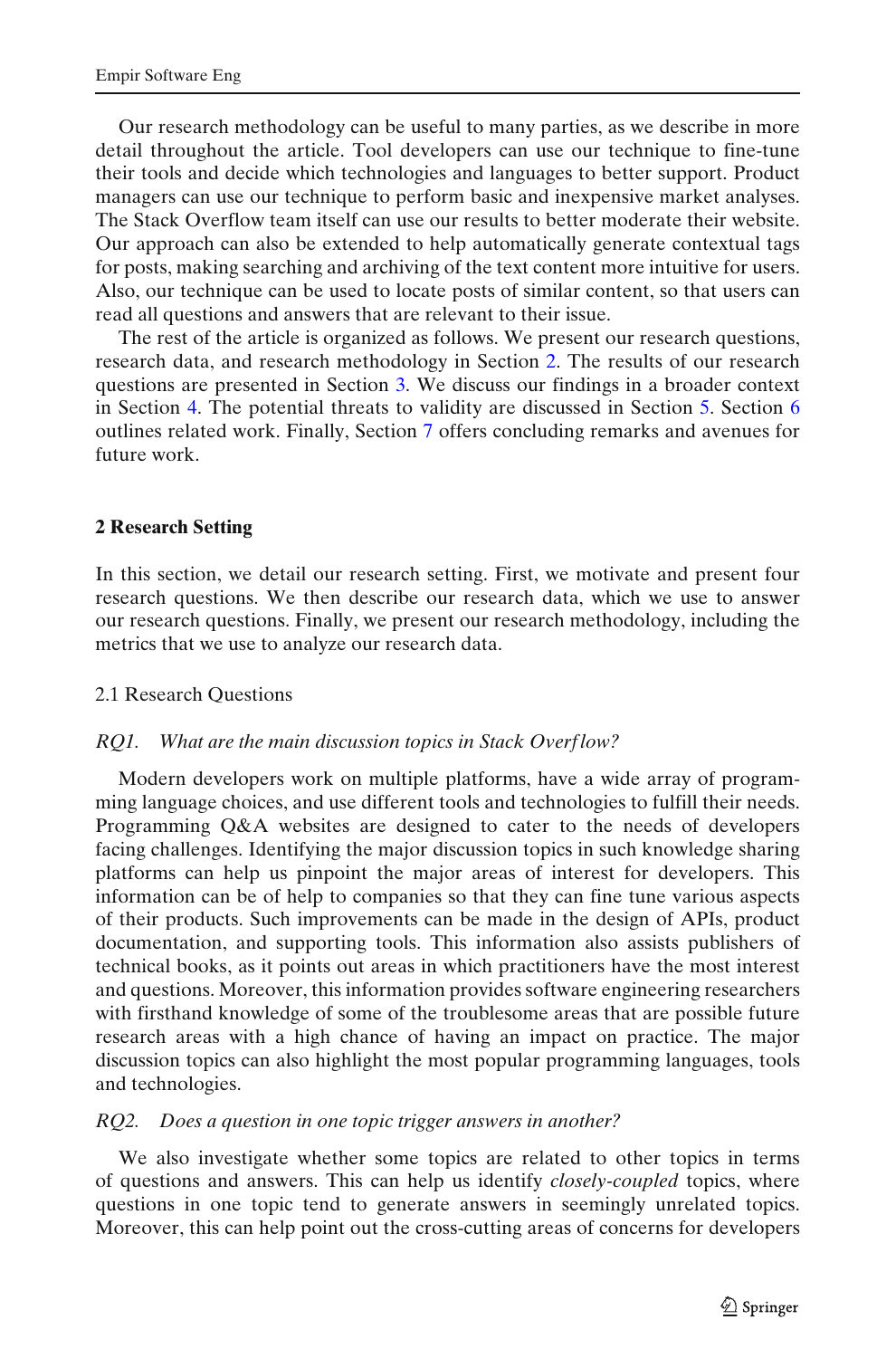Our research methodology can be useful to many parties, as we describe in more detail throughout the article. Tool developers can use our technique to fine-tune their tools and decide which technologies and languages to better support. Product managers can use our technique to perform basic and inexpensive market analyses. The Stack Overflow team itself can use our results to better moderate their website. Our approach can also be extended to help automatically generate contextual tags for posts, making searching and archiving of the text content more intuitive for users. Also, our technique can be used to locate posts of similar content, so that users can read all questions and answers that are relevant to their issue.

The rest of the article is organized as follows. We present our research questions, research data, and research methodology in Section 2. The results of our research questions are presented in Section 3. We discuss our findings in a broader context in Section 4. The potential threats to validity are discussed in Section 5. Section 6 outlines related work. Finally, Section 7 offers concluding remarks and avenues for future work.

## 2 Research Setting

In this section, we detail our research setting. First, we motivate and present four research questions. We then describe our research data, which we use to answer our research questions. Finally, we present our research methodology, including the metrics that we use to analyze our research data.

### 2.1 Research Questions

*RQ1. What are the main discussion topics in Stack Overflow?*

Modern developers work on multiple platforms, have a wide array of programming language choices, and use different tools and technologies to fulfill their needs. Programming Q&A websites are designed to cater to the needs of developers facing challenges. Identifying the major discussion topics in such knowledge sharing platforms can help us pinpoint the major areas of interest for developers. This information can be of help to companies so that they can fine tune various aspects of their products. Such improvements can be made in the design of APIs, product documentation, and supporting tools. This information also assists publishers of technical books, as it points out areas in which practitioners have the most interest and questions. Moreover, this information provides software engineering researchers with firsthand knowledge of some of the troublesome areas that are possible future research areas with a high chance of having an impact on practice. The major discussion topics can also highlight the most popular programming languages, tools and technologies.

*RQ2. Does a question in one topic trigger answers in another?*

We also investigate whether some topics are related to other topics in terms of questions and answers. This can help us identify *closely-coupled* topics, where questions in one topic tend to generate answers in seemingly unrelated topics. Moreover, this can help point out the cross-cutting areas of concerns for developers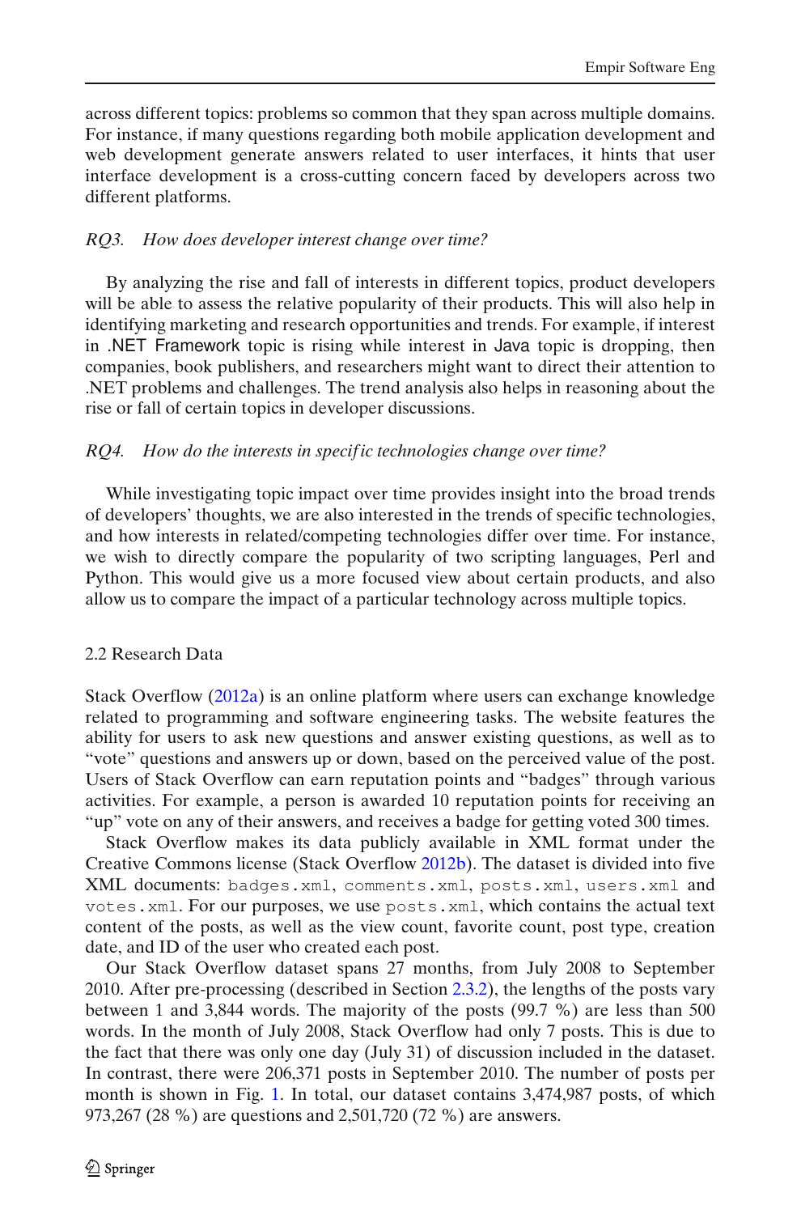across different topics: problems so common that they span across multiple domains. For instance, if many questions regarding both mobile application development and web development generate answers related to user interfaces, it hints that user interface development is a cross-cutting concern faced by developers across two different platforms.

*RQ3. How does developer interest change over time?*

By analyzing the rise and fall of interests in different topics, product developers will be able to assess the relative popularity of their products. This will also help in identifying marketing and research opportunities and trends. For example, if interest in .NET Framework topic is rising while interest in Java topic is dropping, then companies, book publishers, and researchers might want to direct their attention to .NET problems and challenges. The trend analysis also helps in reasoning about the rise or fall of certain topics in developer discussions.

*RQ4. How do the interests in specific technologies change over time?*

While investigating topic impact over time provides insight into the broad trends of developers' thoughts, we are also interested in the trends of specific technologies, and how interests in related/competing technologies differ over time. For instance, we wish to directly compare the popularity of two scripting languages, Perl and Python. This would give us a more focused view about certain products, and also allow us to compare the impact of a particular technology across multiple topics.

## 2.2 Research Data

Stack Overflow (2012a) is an online platform where users can exchange knowledge related to programming and software engineering tasks. The website features the ability for users to ask new questions and answer existing questions, as well as to "vote" questions and answers up or down, based on the perceived value of the post. Users of Stack Overflow can earn reputation points and "badges" through various activities. For example, a person is awarded 10 reputation points for receiving an "up" vote on any of their answers, and receives a badge for getting voted 300 times.

Stack Overflow makes its data publicly available in XML format under the Creative Commons license (Stack Overflow 2012b). The dataset is divided into five XML documents: `badges.xml`, `comments.xml`, `posts.xml`, `users.xml` and `votes.xml`. For our purposes, we use `posts.xml`, which contains the actual text content of the posts, as well as the view count, favorite count, post type, creation date, and ID of the user who created each post.

Our Stack Overflow dataset spans 27 months, from July 2008 to September 2010. After pre-processing (described in Section 2.3.2), the lengths of the posts vary between 1 and 3,844 words. The majority of the posts (99.7 %) are less than 500 words. In the month of July 2008, Stack Overflow had only 7 posts. This is due to the fact that there was only one day (July 31) of discussion included in the dataset. In contrast, there were 206,371 posts in September 2010. The number of posts per month is shown in Fig. 1. In total, our dataset contains 3,474,987 posts, of which 973,267 (28 %) are questions and 2,501,720 (72 %) are answers.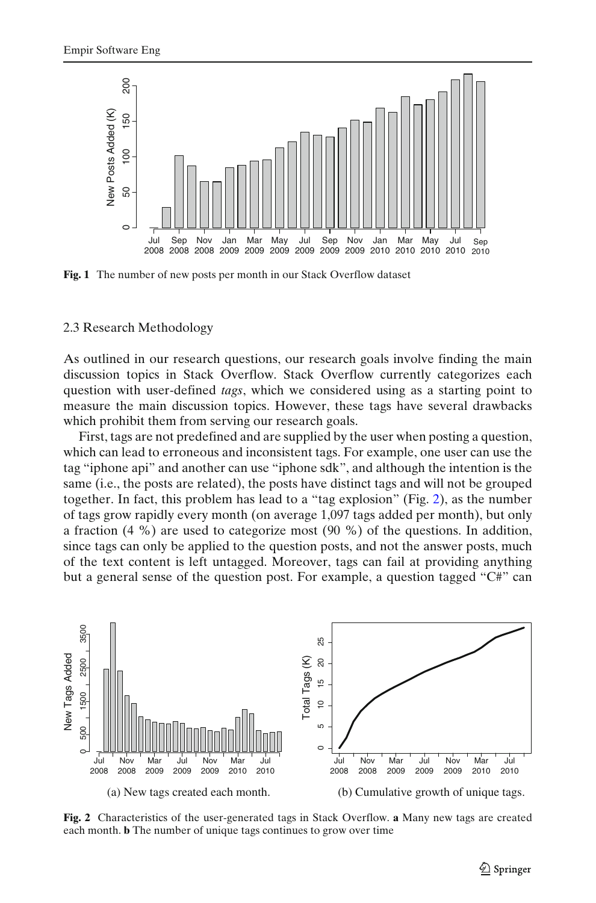**Fig. 1** The number of new posts per month in our Stack Overflow dataset

### 2.3 Research Methodology

As outlined in our research questions, our research goals involve finding the main discussion topics in Stack Overflow. Stack Overflow currently categorizes each question with user-defined *tags*, which we considered using as a starting point to measure the main discussion topics. However, these tags have several drawbacks which prohibit them from serving our research goals.

First, tags are not predefined and are supplied by the user when posting a question, which can lead to erroneous and inconsistent tags. For example, one user can use the tag "iphone api" and another can use "iphone sdk", and although the intention is the same (i.e., the posts are related), the posts have distinct tags and will not be grouped together. In fact, this problem has lead to a "tag explosion" (Fig. 2), as the number of tags grow rapidly every month (on average 1,097 tags added per month), but only a fraction (4 %) are used to categorize most (90 %) of the questions. In addition, since tags can only be applied to the question posts, and not the answer posts, much of the text content is left untagged. Moreover, tags can fail at providing anything but a general sense of the question post. For example, a question tagged "C#" can

(a) New tags created each month.

(b) Cumulative growth of unique tags.

**Fig. 2** Characteristics of the user-generated tags in Stack Overflow. **a** Many new tags are created each month. **b** The number of unique tags continues to grow over time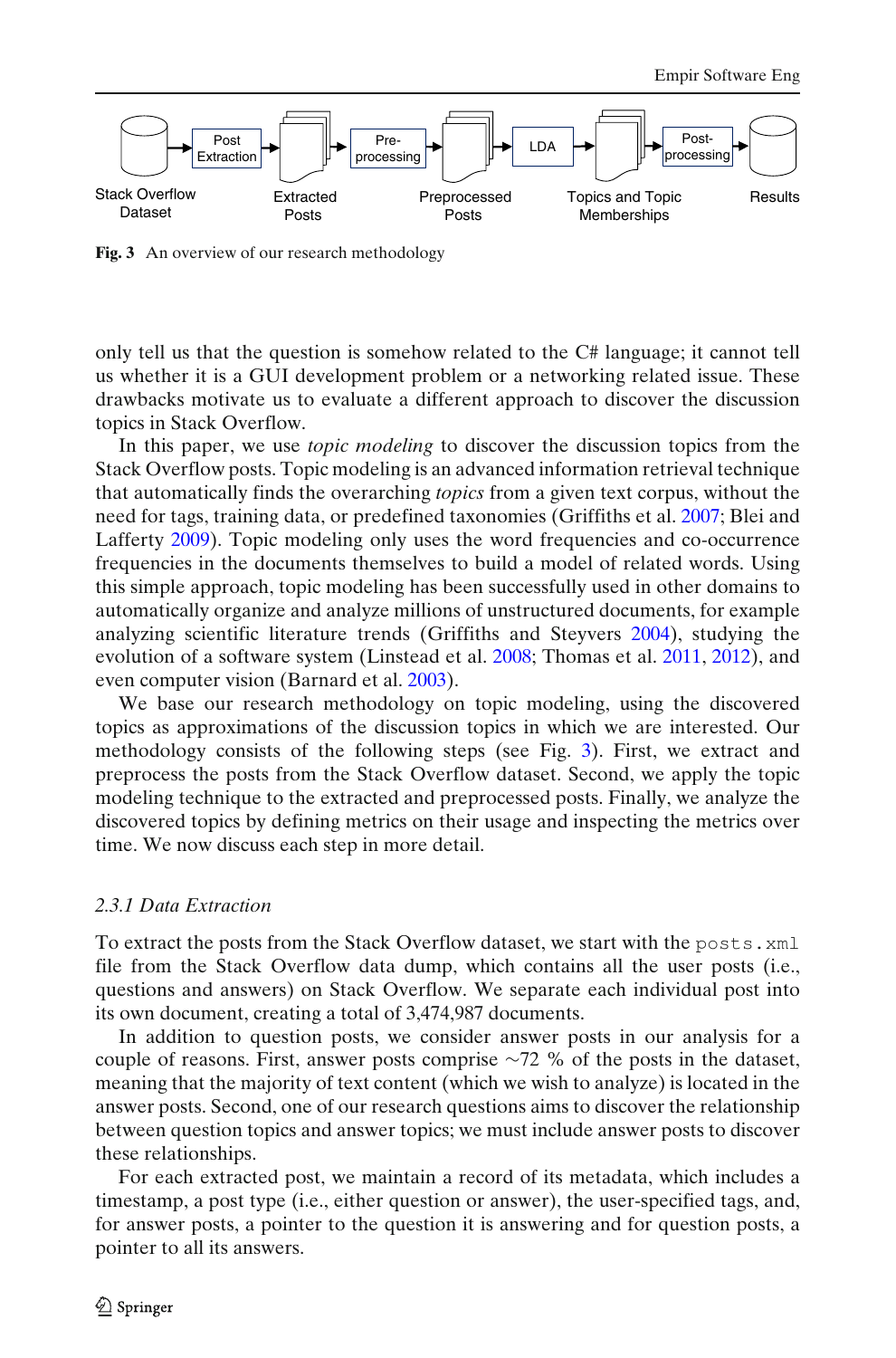Fig. 3 An overview of our research methodology

only tell us that the question is somehow related to the C# language; it cannot tell us whether it is a GUI development problem or a networking related issue. These drawbacks motivate us to evaluate a different approach to discover the discussion topics in Stack Overflow.

In this paper, we use *topic modeling* to discover the discussion topics from the Stack Overflow posts. Topic modeling is an advanced information retrieval technique that automatically finds the overarching *topics* from a given text corpus, without the need for tags, training data, or predefined taxonomies (Griffiths et al. 2007; Blei and Lafferty 2009). Topic modeling only uses the word frequencies and co-occurrence frequencies in the documents themselves to build a model of related words. Using this simple approach, topic modeling has been successfully used in other domains to automatically organize and analyze millions of unstructured documents, for example analyzing scientific literature trends (Griffiths and Steyvers 2004), studying the evolution of a software system (Linstead et al. 2008; Thomas et al. 2011, 2012), and even computer vision (Barnard et al. 2003).

We base our research methodology on topic modeling, using the discovered topics as approximations of the discussion topics in which we are interested. Our methodology consists of the following steps (see Fig. 3). First, we extract and preprocess the posts from the Stack Overflow dataset. Second, we apply the topic modeling technique to the extracted and preprocessed posts. Finally, we analyze the discovered topics by defining metrics on their usage and inspecting the metrics over time. We now discuss each step in more detail.

### *2.3.1 Data Extraction*

To extract the posts from the Stack Overflow dataset, we start with the `posts.xml` file from the Stack Overflow data dump, which contains all the user posts (i.e., questions and answers) on Stack Overflow. We separate each individual post into its own document, creating a total of 3,474,987 documents.

In addition to question posts, we consider answer posts in our analysis for a couple of reasons. First, answer posts comprise ~72 % of the posts in the dataset, meaning that the majority of text content (which we wish to analyze) is located in the answer posts. Second, one of our research questions aims to discover the relationship between question topics and answer topics; we must include answer posts to discover these relationships.

For each extracted post, we maintain a record of its metadata, which includes a timestamp, a post type (i.e., either question or answer), the user-specified tags, and, for answer posts, a pointer to the question it is answering and for question posts, a pointer to all its answers.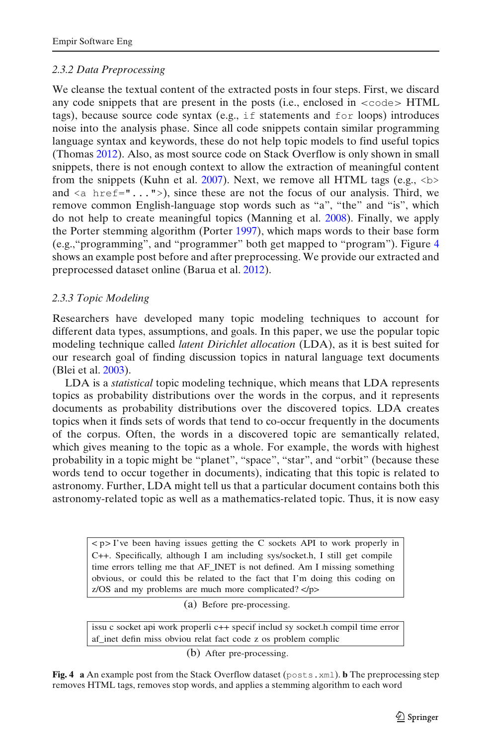### 2.3.2 Data Preprocessing

We cleanse the textual content of the extracted posts in four steps. First, we discard any code snippets that are present in the posts (i.e., enclosed in `<code>` HTML tags), because source code syntax (e.g., `if` statements and `for` loops) introduces noise into the analysis phase. Since all code snippets contain similar programming language syntax and keywords, these do not help topic models to find useful topics (Thomas 2012). Also, as most source code on Stack Overflow is only shown in small snippets, there is not enough context to allow the extraction of meaningful content from the snippets (Kuhn et al. 2007). Next, we remove all HTML tags (e.g., `<b>` and `<a href="...">`), since these are not the focus of our analysis. Third, we remove common English-language stop words such as "a", "the" and "is", which do not help to create meaningful topics (Manning et al. 2008). Finally, we apply the Porter stemming algorithm (Porter 1997), which maps words to their base form (e.g.,"programming", and "programmer" both get mapped to "program"). Figure 4 shows an example post before and after preprocessing. We provide our extracted and preprocessed dataset online (Barua et al. 2012).

### 2.3.3 Topic Modeling

Researchers have developed many topic modeling techniques to account for different data types, assumptions, and goals. In this paper, we use the popular topic modeling technique called *latent Dirichlet allocation* (LDA), as it is best suited for our research goal of finding discussion topics in natural language text documents (Blei et al. 2003).

LDA is a *statistical* topic modeling technique, which means that LDA represents topics as probability distributions over the words in the corpus, and it represents documents as probability distributions over the discovered topics. LDA creates topics when it finds sets of words that tend to co-occur frequently in the documents of the corpus. Often, the words in a discovered topic are semantically related, which gives meaning to the topic as a whole. For example, the words with highest probability in a topic might be "planet", "space", "star", and "orbit" (because these words tend to occur together in documents), indicating that this topic is related to astronomy. Further, LDA might tell us that a particular document contains both this astronomy-related topic as well as a mathematics-related topic. Thus, it is now easy

```
<p> I've been having issues getting the C sockets API to work properly in C++. Specifically, although I am including sys/socket.h, I still get compile time errors telling me that AF_INET is not defined. Am I missing something obvious, or could this be related to the fact that I'm doing this coding on z/OS and my problems are much more complicated? </p>
```

(a) Before pre-processing.

```
issu c socket api work properli c++ specif includ sy socket.h compil time error af_inet defin miss obviou relat fact code z os problem complic
```

(b) After pre-processing.

**Fig. 4** **a** An example post from the Stack Overflow dataset (`posts.xml`). **b** The preprocessing step removes HTML tags, removes stop words, and applies a stemming algorithm to each word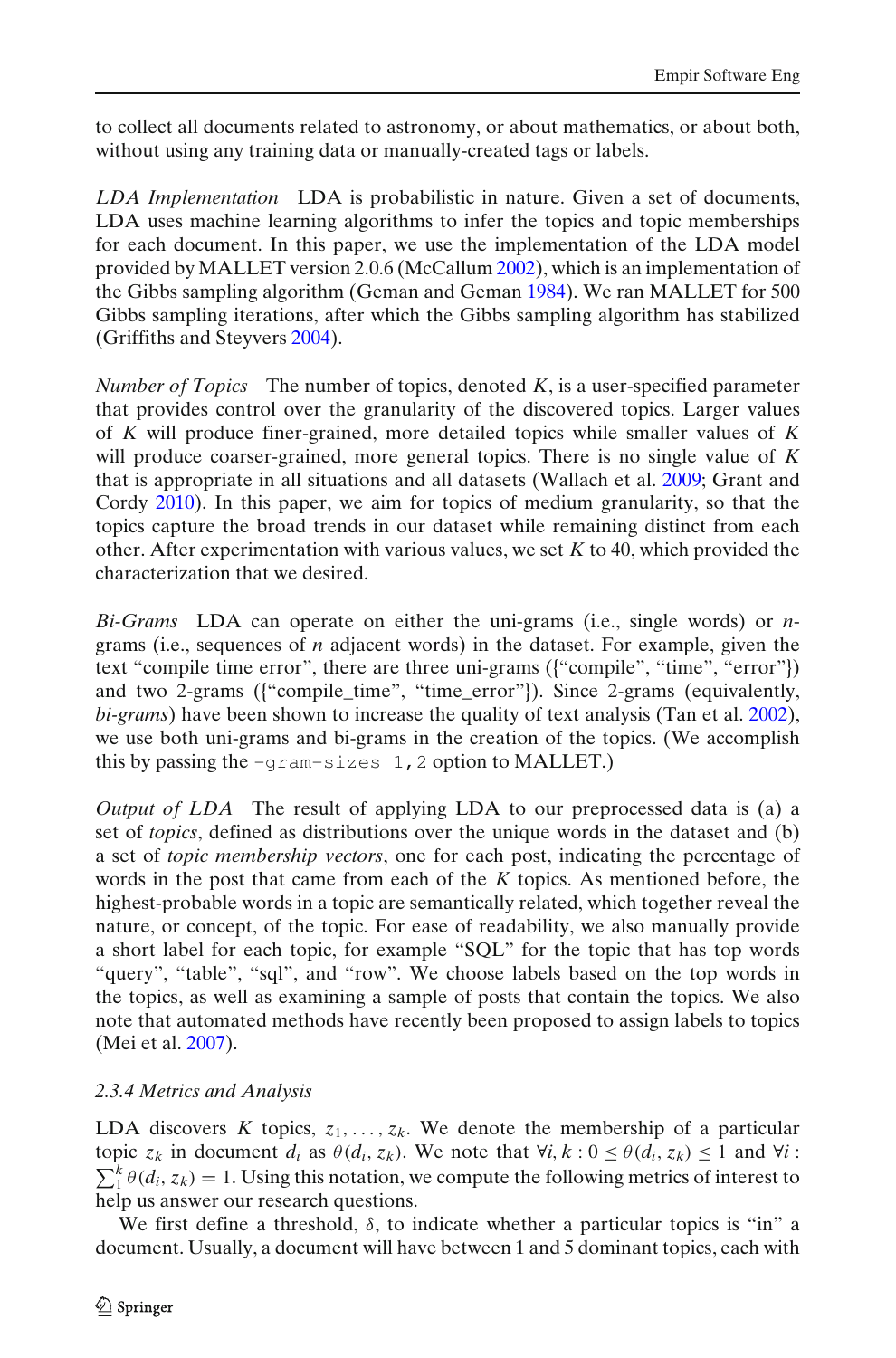to collect all documents related to astronomy, or about mathematics, or about both, without using any training data or manually-created tags or labels.

*LDA Implementation* LDA is probabilistic in nature. Given a set of documents, LDA uses machine learning algorithms to infer the topics and topic memberships for each document. In this paper, we use the implementation of the LDA model provided by MALLET version 2.0.6 (McCallum 2002), which is an implementation of the Gibbs sampling algorithm (Geman and Geman 1984). We ran MALLET for 500 Gibbs sampling iterations, after which the Gibbs sampling algorithm has stabilized (Griffiths and Steyvers 2004).

*Number of Topics* The number of topics, denoted $K$, is a user-specified parameter that provides control over the granularity of the discovered topics. Larger values of $K$ will produce finer-grained, more detailed topics while smaller values of $K$ will produce coarser-grained, more general topics. There is no single value of $K$ that is appropriate in all situations and all datasets (Wallach et al. 2009; Grant and Cordy 2010). In this paper, we aim for topics of medium granularity, so that the topics capture the broad trends in our dataset while remaining distinct from each other. After experimentation with various values, we set $K$ to 40, which provided the characterization that we desired.

*Bi-Grams* LDA can operate on either the uni-grams (i.e., single words) or $n$-grams (i.e., sequences of $n$ adjacent words) in the dataset. For example, given the text "compile time error", there are three uni-grams ({"compile", "time", "error"}) and two 2-grams ({"compile_time", "time_error"}). Since 2-grams (equivalently, *bi-grams*) have been shown to increase the quality of text analysis (Tan et al. 2002), we use both uni-grams and bi-grams in the creation of the topics. (We accomplish this by passing the `-gram-sizes 1,2` option to MALLET.)

*Output of LDA* The result of applying LDA to our preprocessed data is (a) a set of *topics*, defined as distributions over the unique words in the dataset and (b) a set of *topic membership vectors*, one for each post, indicating the percentage of words in the post that came from each of the $K$ topics. As mentioned before, the highest-probable words in a topic are semantically related, which together reveal the nature, or concept, of the topic. For ease of readability, we also manually provide a short label for each topic, for example "SQL" for the topic that has top words "query", "table", "sql", and "row". We choose labels based on the top words in the topics, as well as examining a sample of posts that contain the topics. We also note that automated methods have recently been proposed to assign labels to topics (Mei et al. 2007).

#### *2.3.4 Metrics and Analysis*

LDA discovers $K$ topics, $z_1, \ldots, z_k$. We denote the membership of a particular topic $z_k$ in document $d_i$ as $\theta(d_i, z_k)$. We note that $\forall i, k : 0 \leq \theta(d_i, z_k) \leq 1$ and $\forall i : \sum_1^k \theta(d_i, z_k) = 1$. Using this notation, we compute the following metrics of interest to help us answer our research questions.

We first define a threshold, $\delta$, to indicate whether a particular topics is "in" a document. Usually, a document will have between 1 and 5 dominant topics, each with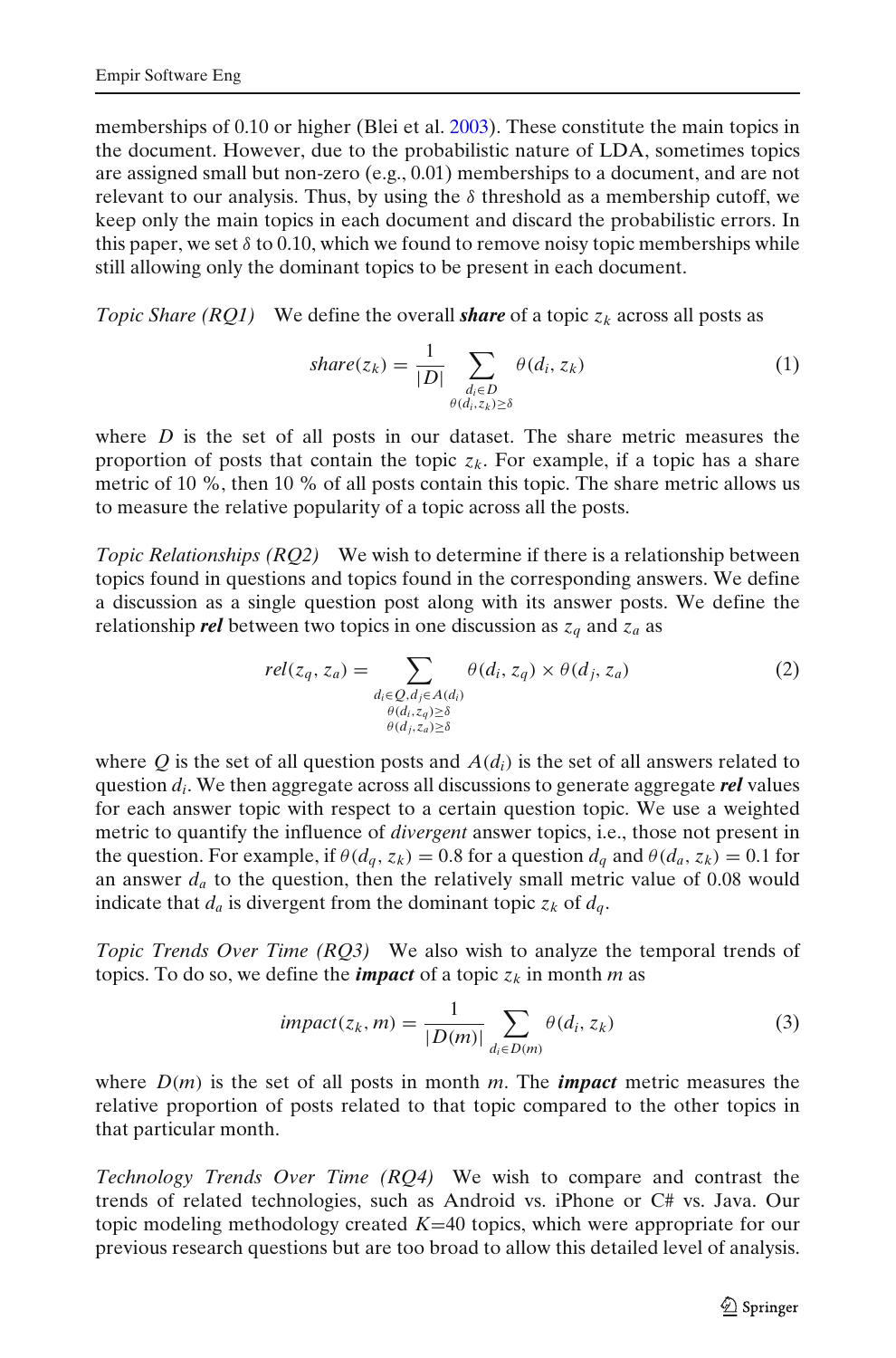memberships of 0.10 or higher (Blei et al. 2003). These constitute the main topics in the document. However, due to the probabilistic nature of LDA, sometimes topics are assigned small but non-zero (e.g., 0.01) memberships to a document, and are not relevant to our analysis. Thus, by using the $\delta$ threshold as a membership cutoff, we keep only the main topics in each document and discard the probabilistic errors. In this paper, we set $\delta$ to 0.10, which we found to remove noisy topic memberships while still allowing only the dominant topics to be present in each document.

*Topic Share (RQ1)* We define the overall ***share*** of a topic $z_k$ across all posts as

$$share(z_k) = \frac{1}{|D|} \sum_{\substack{d_i \in D \\ \theta(d_i, z_k) \geq \delta}} \theta(d_i, z_k) \tag{1}$$

where $D$ is the set of all posts in our dataset. The share metric measures the proportion of posts that contain the topic $z_k$. For example, if a topic has a share metric of 10 %, then 10 % of all posts contain this topic. The share metric allows us to measure the relative popularity of a topic across all the posts.

*Topic Relationships (RQ2)* We wish to determine if there is a relationship between topics found in questions and topics found in the corresponding answers. We define a discussion as a single question post along with its answer posts. We define the relationship ***rel*** between two topics in one discussion as $z_q$ and $z_a$ as

$$rel(z_q, z_a) = \sum_{\substack{d_i \in Q, d_j \in A(d_i) \\ \theta(d_i, z_q) \geq \delta \\ \theta(d_j, z_a) \geq \delta}} \theta(d_i, z_q) \times \theta(d_j, z_a) \tag{2}$$

where $Q$ is the set of all question posts and $A(d_i)$ is the set of all answers related to question $d_i$. We then aggregate across all discussions to generate aggregate ***rel*** values for each answer topic with respect to a certain question topic. We use a weighted metric to quantify the influence of *divergent* answer topics, i.e., those not present in the question. For example, if $\theta(d_q, z_k) = 0.8$ for a question $d_q$ and $\theta(d_a, z_k) = 0.1$ for an answer $d_a$ to the question, then the relatively small metric value of 0.08 would indicate that $d_a$ is divergent from the dominant topic $z_k$ of $d_q$.

*Topic Trends Over Time (RQ3)* We also wish to analyze the temporal trends of topics. To do so, we define the ***impact*** of a topic $z_k$ in month $m$ as

$$impact(z_k, m) = \frac{1}{|D(m)|} \sum_{d_i \in D(m)} \theta(d_i, z_k) \tag{3}$$

where $D(m)$ is the set of all posts in month $m$. The ***impact*** metric measures the relative proportion of posts related to that topic compared to the other topics in that particular month.

*Technology Trends Over Time (RQ4)* We wish to compare and contrast the trends of related technologies, such as Android vs. iPhone or C# vs. Java. Our topic modeling methodology created $K$=40 topics, which were appropriate for our previous research questions but are too broad to allow this detailed level of analysis.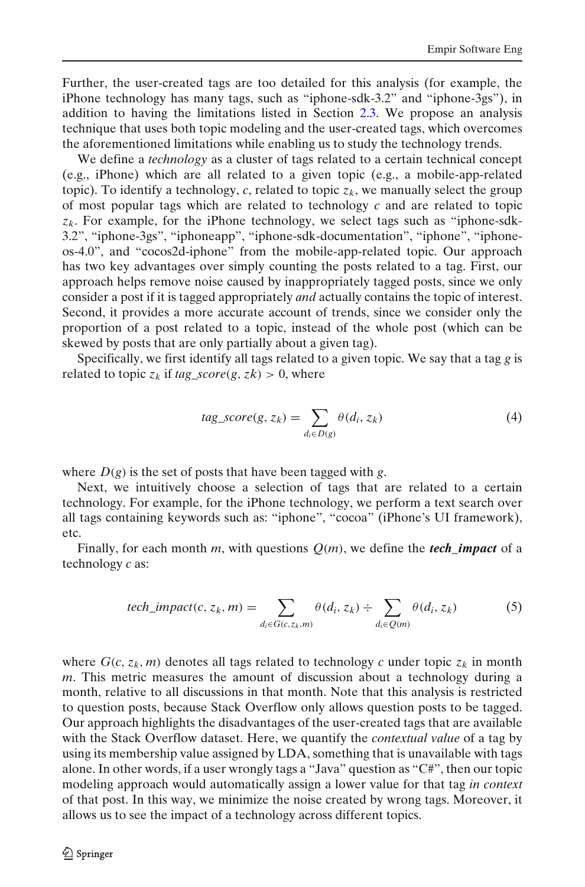Further, the user-created tags are too detailed for this analysis (for example, the iPhone technology has many tags, such as "iphone-sdk-3.2" and "iphone-3gs"), in addition to having the limitations listed in Section 2.3. We propose an analysis technique that uses both topic modeling and the user-created tags, which overcomes the aforementioned limitations while enabling us to study the technology trends.

We define a *technology* as a cluster of tags related to a certain technical concept (e.g., iPhone) which are all related to a given topic (e.g., a mobile-app-related topic). To identify a technology, $c$, related to topic $z_k$, we manually select the group of most popular tags which are related to technology $c$ and are related to topic $z_k$. For example, for the iPhone technology, we select tags such as "iphone-sdk-3.2", "iphone-3gs", "iphoneapp", "iphone-sdk-documentation", "iphone", "iphone-os-4.0", and "cocos2d-iphone" from the mobile-app-related topic. Our approach has two key advantages over simply counting the posts related to a tag. First, our approach helps remove noise caused by inappropriately tagged posts, since we only consider a post if it is tagged appropriately *and* actually contains the topic of interest. Second, it provides a more accurate account of trends, since we consider only the proportion of a post related to a topic, instead of the whole post (which can be skewed by posts that are only partially about a given tag).

Specifically, we first identify all tags related to a given topic. We say that a tag $g$ is related to topic $z_k$ if $tag\_score(g, zk) > 0$, where

$$tag\_score(g, z_k) = \sum_{d_i \in D(g)} \theta(d_i, z_k) \tag{4}$$

where $D(g)$ is the set of posts that have been tagged with $g$.

Next, we intuitively choose a selection of tags that are related to a certain technology. For example, for the iPhone technology, we perform a text search over all tags containing keywords such as: "iphone", "cocoa" (iPhone's UI framework), etc.

Finally, for each month $m$, with questions $Q(m)$, we define the ***tech_impact*** of a technology $c$ as:

$$tech\_impact(c, z_k, m) = \sum_{d_i \in G(c, z_k, m)} \theta(d_i, z_k) \div \sum_{d_i \in Q(m)} \theta(d_i, z_k) \tag{5}$$

where $G(c, z_k, m)$ denotes all tags related to technology $c$ under topic $z_k$ in month $m$. This metric measures the amount of discussion about a technology during a month, relative to all discussions in that month. Note that this analysis is restricted to question posts, because Stack Overflow only allows question posts to be tagged. Our approach highlights the disadvantages of the user-created tags that are available with the Stack Overflow dataset. Here, we quantify the *contextual value* of a tag by using its membership value assigned by LDA, something that is unavailable with tags alone. In other words, if a user wrongly tags a "Java" question as "C#", then our topic modeling approach would automatically assign a lower value for that tag *in context* of that post. In this way, we minimize the noise created by wrong tags. Moreover, it allows us to see the impact of a technology across different topics.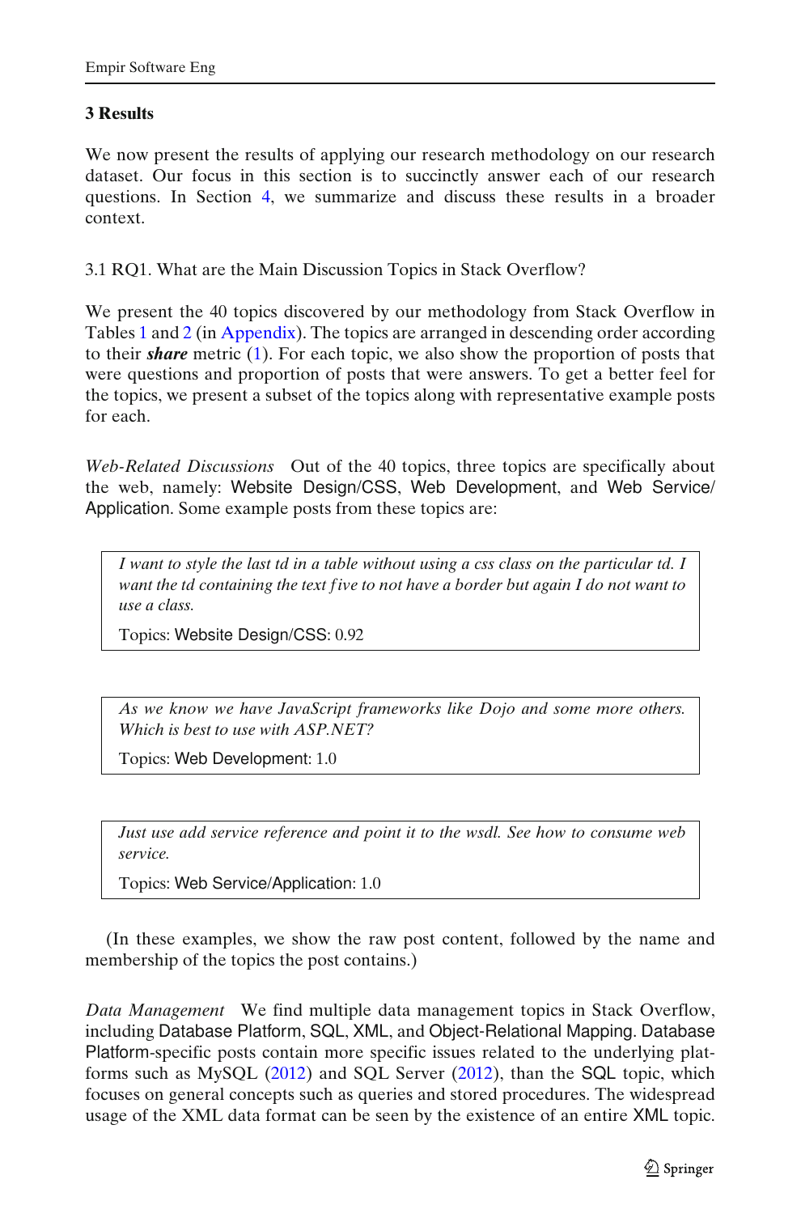## 3 Results

We now present the results of applying our research methodology on our research dataset. Our focus in this section is to succinctly answer each of our research questions. In Section 4, we summarize and discuss these results in a broader context.

### 3.1 RQ1. What are the Main Discussion Topics in Stack Overflow?

We present the 40 topics discovered by our methodology from Stack Overflow in Tables 1 and 2 (in Appendix). The topics are arranged in descending order according to their ***share*** metric (1). For each topic, we also show the proportion of posts that were questions and proportion of posts that were answers. To get a better feel for the topics, we present a subset of the topics along with representative example posts for each.

*Web-Related Discussions* Out of the 40 topics, three topics are specifically about the web, namely: Website Design/CSS, Web Development, and Web Service/Application. Some example posts from these topics are:

> *I want to style the last td in a table without using a css class on the particular td. I want the td containing the text five to not have a border but again I do not want to use a class.*
>
> Topics: Website Design/CSS: 0.92

> *As we know we have JavaScript frameworks like Dojo and some more others. Which is best to use with ASP.NET?*
>
> Topics: Web Development: 1.0

> *Just use add service reference and point it to the wsdl. See how to consume web service.*
>
> Topics: Web Service/Application: 1.0

(In these examples, we show the raw post content, followed by the name and membership of the topics the post contains.)

*Data Management* We find multiple data management topics in Stack Overflow, including Database Platform, SQL, XML, and Object-Relational Mapping. Database Platform-specific posts contain more specific issues related to the underlying platforms such as MySQL (2012) and SQL Server (2012), than the SQL topic, which focuses on general concepts such as queries and stored procedures. The widespread usage of the XML data format can be seen by the existence of an entire XML topic.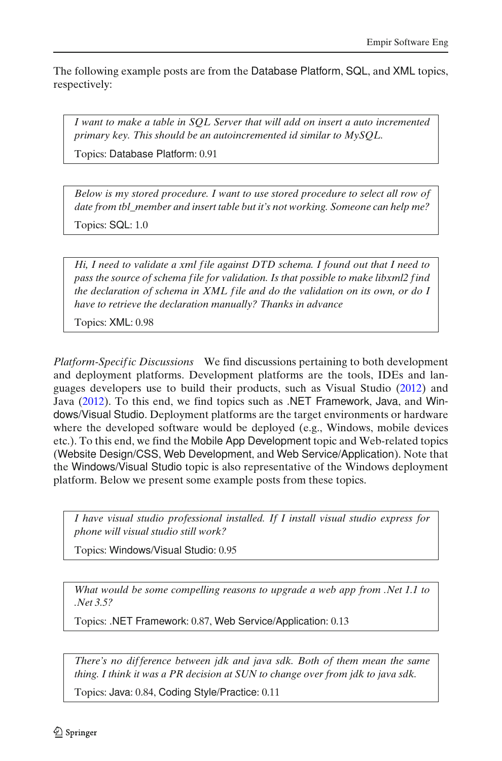The following example posts are from the Database Platform, SQL, and XML topics, respectively:

> *I want to make a table in SQL Server that will add on insert a auto incremented primary key. This should be an autoincremented id similar to MySQL.*
>
> Topics: Database Platform: 0.91

> *Below is my stored procedure. I want to use stored procedure to select all row of date from tbl_member and insert table but it's not working. Someone can help me?*
>
> Topics: SQL: 1.0

> *Hi, I need to validate a xml file against DTD schema. I found out that I need to pass the source of schema file for validation. Is that possible to make libxml2 find the declaration of schema in XML file and do the validation on its own, or do I have to retrieve the declaration manually? Thanks in advance*
>
> Topics: XML: 0.98

*Platform-Specific Discussions* We find discussions pertaining to both development and deployment platforms. Development platforms are the tools, IDEs and languages developers use to build their products, such as Visual Studio (2012) and Java (2012). To this end, we find topics such as .NET Framework, Java, and Windows/Visual Studio. Deployment platforms are the target environments or hardware where the developed software would be deployed (e.g., Windows, mobile devices etc.). To this end, we find the Mobile App Development topic and Web-related topics (Website Design/CSS, Web Development, and Web Service/Application). Note that the Windows/Visual Studio topic is also representative of the Windows deployment platform. Below we present some example posts from these topics.

> *I have visual studio professional installed. If I install visual studio express for phone will visual studio still work?*
>
> Topics: Windows/Visual Studio: 0.95

> *What would be some compelling reasons to upgrade a web app from .Net 1.1 to .Net 3.5?*
>
> Topics: .NET Framework: 0.87, Web Service/Application: 0.13

> *There's no difference between jdk and java sdk. Both of them mean the same thing. I think it was a PR decision at SUN to change over from jdk to java sdk.*
>
> Topics: Java: 0.84, Coding Style/Practice: 0.11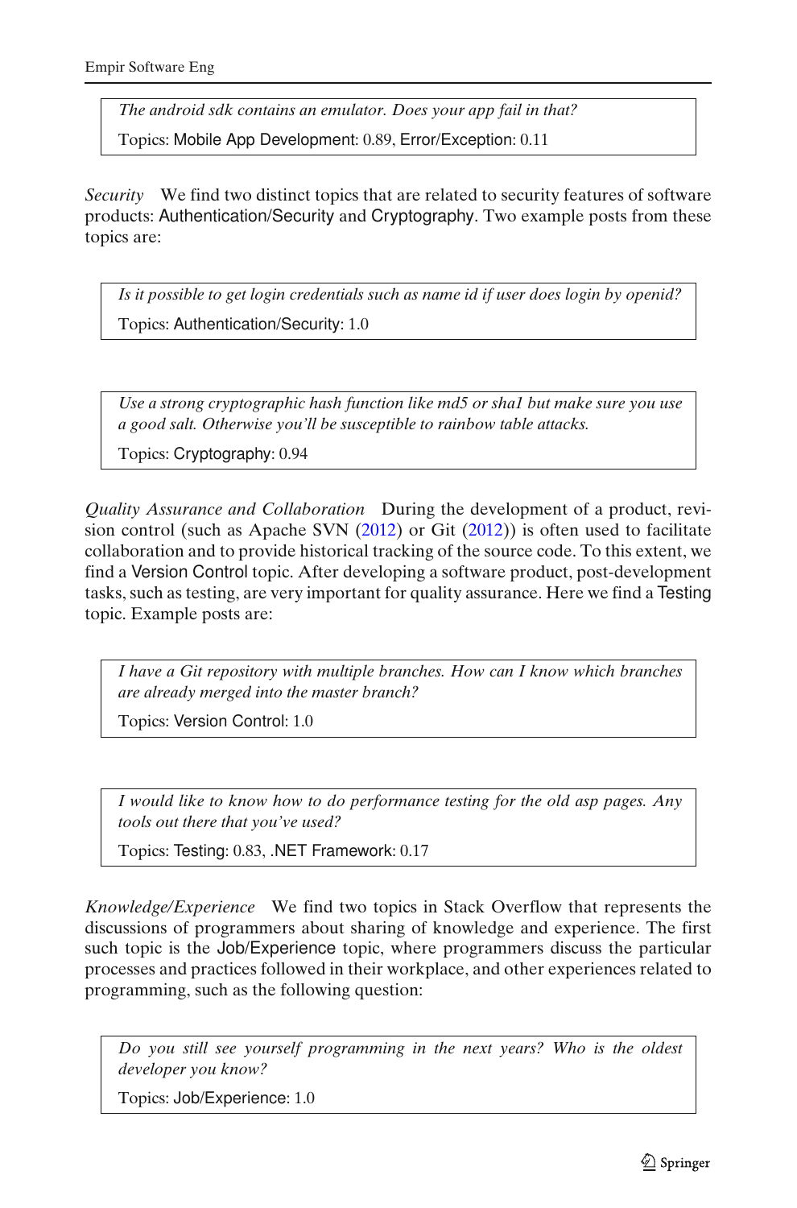> *The android sdk contains an emulator. Does your app fail in that?*
>
> Topics: Mobile App Development: 0.89, Error/Exception: 0.11

*Security* We find two distinct topics that are related to security features of software products: Authentication/Security and Cryptography. Two example posts from these topics are:

> *Is it possible to get login credentials such as name id if user does login by openid?*
>
> Topics: Authentication/Security: 1.0

> *Use a strong cryptographic hash function like md5 or sha1 but make sure you use a good salt. Otherwise you'll be susceptible to rainbow table attacks.*
>
> Topics: Cryptography: 0.94

*Quality Assurance and Collaboration* During the development of a product, revision control (such as Apache SVN (2012) or Git (2012)) is often used to facilitate collaboration and to provide historical tracking of the source code. To this extent, we find a Version Control topic. After developing a software product, post-development tasks, such as testing, are very important for quality assurance. Here we find a Testing topic. Example posts are:

> *I have a Git repository with multiple branches. How can I know which branches are already merged into the master branch?*
>
> Topics: Version Control: 1.0

> *I would like to know how to do performance testing for the old asp pages. Any tools out there that you've used?*
>
> Topics: Testing: 0.83, .NET Framework: 0.17

*Knowledge/Experience* We find two topics in Stack Overflow that represents the discussions of programmers about sharing of knowledge and experience. The first such topic is the Job/Experience topic, where programmers discuss the particular processes and practices followed in their workplace, and other experiences related to programming, such as the following question:

> *Do you still see yourself programming in the next years? Who is the oldest developer you know?*
>
> Topics: Job/Experience: 1.0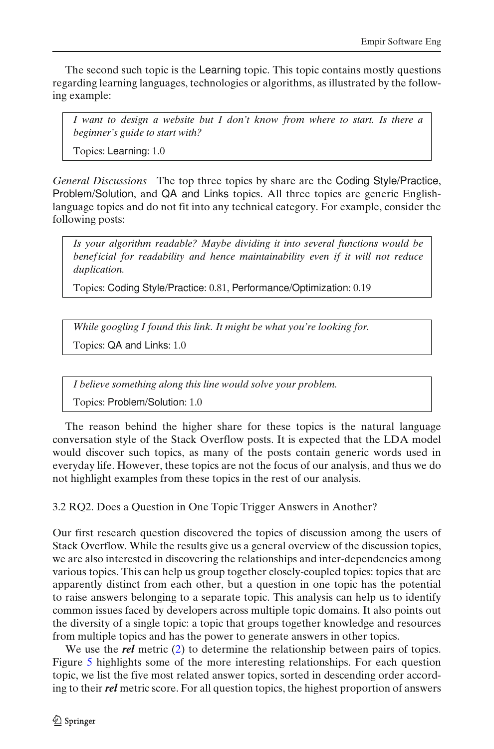The second such topic is the Learning topic. This topic contains mostly questions regarding learning languages, technologies or algorithms, as illustrated by the following example:

> *I want to design a website but I don't know from where to start. Is there a beginner's guide to start with?*
>
> Topics: Learning: 1.0

*General Discussions* The top three topics by share are the Coding Style/Practice, Problem/Solution, and QA and Links topics. All three topics are generic English-language topics and do not fit into any technical category. For example, consider the following posts:

> *Is your algorithm readable? Maybe dividing it into several functions would be beneficial for readability and hence maintainability even if it will not reduce duplication.*
>
> Topics: Coding Style/Practice: 0.81, Performance/Optimization: 0.19

> *While googling I found this link. It might be what you're looking for.*
>
> Topics: QA and Links: 1.0

> *I believe something along this line would solve your problem.*
>
> Topics: Problem/Solution: 1.0

The reason behind the higher share for these topics is the natural language conversation style of the Stack Overflow posts. It is expected that the LDA model would discover such topics, as many of the posts contain generic words used in everyday life. However, these topics are not the focus of our analysis, and thus we do not highlight examples from these topics in the rest of our analysis.

### 3.2 RQ2. Does a Question in One Topic Trigger Answers in Another?

Our first research question discovered the topics of discussion among the users of Stack Overflow. While the results give us a general overview of the discussion topics, we are also interested in discovering the relationships and inter-dependencies among various topics. This can help us group together closely-coupled topics: topics that are apparently distinct from each other, but a question in one topic has the potential to raise answers belonging to a separate topic. This analysis can help us to identify common issues faced by developers across multiple topic domains. It also points out the diversity of a single topic: a topic that groups together knowledge and resources from multiple topics and has the power to generate answers in other topics.

We use the ***rel*** metric (2) to determine the relationship between pairs of topics. Figure 5 highlights some of the more interesting relationships. For each question topic, we list the five most related answer topics, sorted in descending order according to their ***rel*** metric score. For all question topics, the highest proportion of answers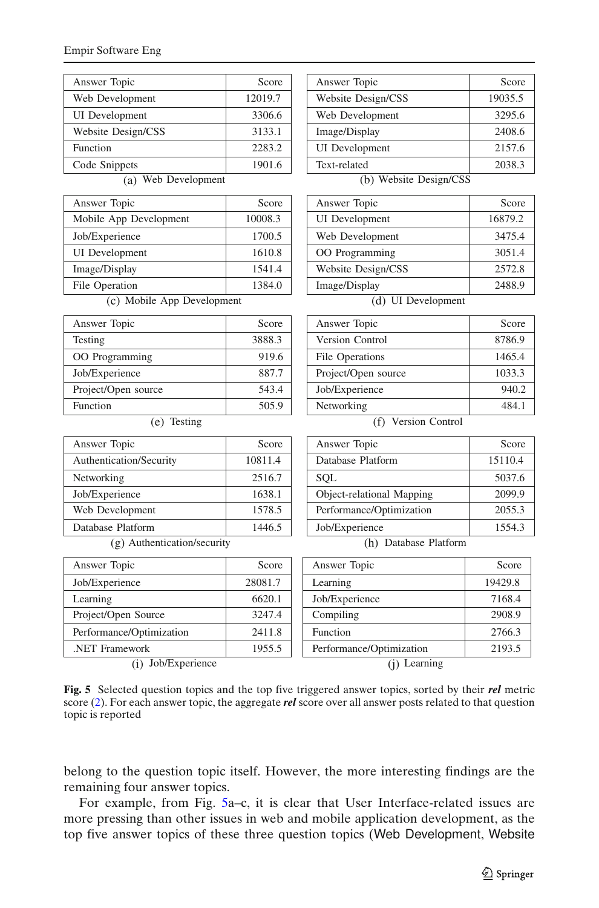| Answer Topic | Score |
|---|---|
| Web Development | 12019.7 |
| UI Development | 3306.6 |
| Website Design/CSS | 3133.1 |
| Function | 2283.2 |
| Code Snippets | 1901.6 |

(a) Web Development

| Answer Topic | Score |
|---|---|
| Website Design/CSS | 19035.5 |
| Web Development | 3295.6 |
| Image/Display | 2408.6 |
| UI Development | 2157.6 |
| Text-related | 2038.3 |

(b) Website Design/CSS

| Answer Topic | Score |
|---|---|
| Mobile App Development | 10008.3 |
| Job/Experience | 1700.5 |
| UI Development | 1610.8 |
| Image/Display | 1541.4 |
| File Operation | 1384.0 |

(c) Mobile App Development

| Answer Topic | Score |
|---|---|
| UI Development | 16879.2 |
| Web Development | 3475.4 |
| OO Programming | 3051.4 |
| Website Design/CSS | 2572.8 |
| Image/Display | 2488.9 |

(d) UI Development

| Answer Topic | Score |
|---|---|
| Testing | 3888.3 |
| OO Programming | 919.6 |
| Job/Experience | 887.7 |
| Project/Open source | 543.4 |
| Function | 505.9 |

(e) Testing

| Answer Topic | Score |
|---|---|
| Version Control | 8786.9 |
| File Operations | 1465.4 |
| Project/Open source | 1033.3 |
| Job/Experience | 940.2 |
| Networking | 484.1 |

(f) Version Control

| Answer Topic | Score |
|---|---|
| Authentication/Security | 10811.4 |
| Networking | 2516.7 |
| Job/Experience | 1638.1 |
| Web Development | 1578.5 |
| Database Platform | 1446.5 |

(g) Authentication/security

| Answer Topic | Score |
|---|---|
| Database Platform | 15110.4 |
| SQL | 5037.6 |
| Object-relational Mapping | 2099.9 |
| Performance/Optimization | 2055.3 |
| Job/Experience | 1554.3 |

(h) Database Platform

| Answer Topic | Score |
|---|---|
| Job/Experience | 28081.7 |
| Learning | 6620.1 |
| Project/Open Source | 3247.4 |
| Performance/Optimization | 2411.8 |
| .NET Framework | 1955.5 |

(i) Job/Experience

| Answer Topic | Score |
|---|---|
| Learning | 19429.8 |
| Job/Experience | 7168.4 |
| Compiling | 2908.9 |
| Function | 2766.3 |
| Performance/Optimization | 2193.5 |

(j) Learning

**Fig. 5** Selected question topics and the top five triggered answer topics, sorted by their ***rel*** metric score (2). For each answer topic, the aggregate ***rel*** score over all answer posts related to that question topic is reported

belong to the question topic itself. However, the more interesting findings are the remaining four answer topics.

For example, from Fig. 5a–c, it is clear that User Interface-related issues are more pressing than other issues in web and mobile application development, as the top five answer topics of these three question topics (Web Development, Website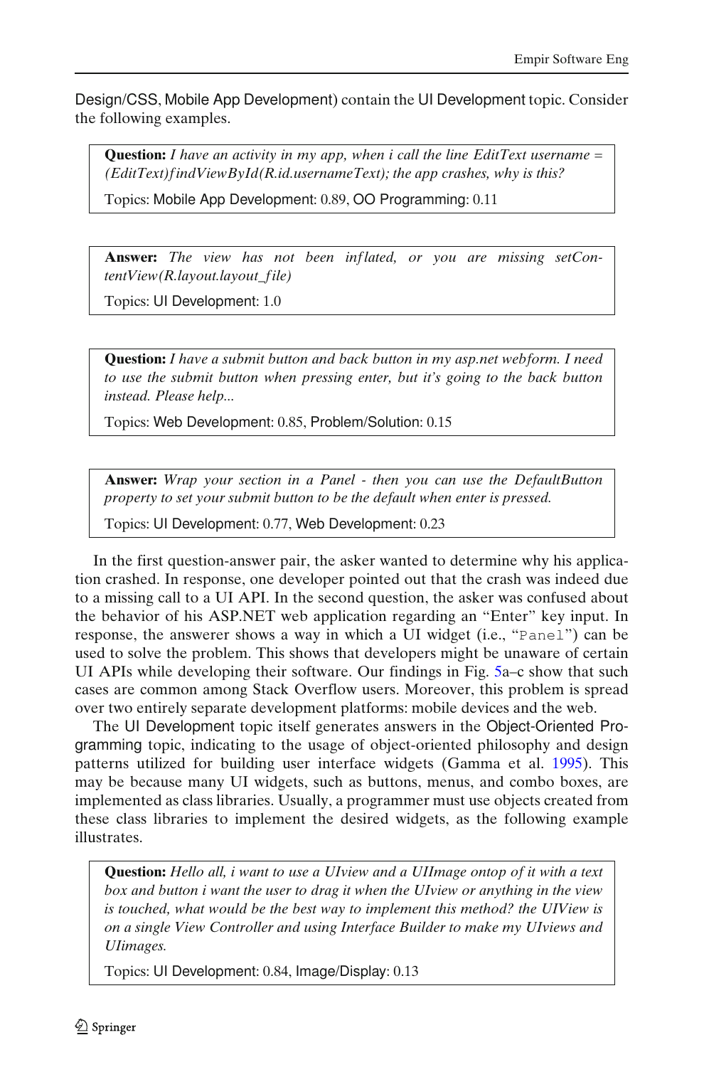Design/CSS, Mobile App Development) contain the UI Development topic. Consider the following examples.

> **Question:** *I have an activity in my app, when i call the line EditText username = (EditText)findViewById(R.id.usernameText); the app crashes, why is this?*
>
> Topics: Mobile App Development: 0.89, OO Programming: 0.11

> **Answer:** *The view has not been inflated, or you are missing setContentView(R.layout.layout_file)*
>
> Topics: UI Development: 1.0

> **Question:** *I have a submit button and back button in my asp.net webform. I need to use the submit button when pressing enter, but it's going to the back button instead. Please help...*
>
> Topics: Web Development: 0.85, Problem/Solution: 0.15

> **Answer:** *Wrap your section in a Panel - then you can use the DefaultButton property to set your submit button to be the default when enter is pressed.*
>
> Topics: UI Development: 0.77, Web Development: 0.23

In the first question-answer pair, the asker wanted to determine why his application crashed. In response, one developer pointed out that the crash was indeed due to a missing call to a UI API. In the second question, the asker was confused about the behavior of his ASP.NET web application regarding an "Enter" key input. In response, the answerer shows a way in which a UI widget (i.e., "`Panel`") can be used to solve the problem. This shows that developers might be unaware of certain UI APIs while developing their software. Our findings in Fig. 5a–c show that such cases are common among Stack Overflow users. Moreover, this problem is spread over two entirely separate development platforms: mobile devices and the web.

The UI Development topic itself generates answers in the Object-Oriented Programming topic, indicating to the usage of object-oriented philosophy and design patterns utilized for building user interface widgets (Gamma et al. 1995). This may be because many UI widgets, such as buttons, menus, and combo boxes, are implemented as class libraries. Usually, a programmer must use objects created from these class libraries to implement the desired widgets, as the following example illustrates.

> **Question:** *Hello all, i want to use a UIview and a UIImage ontop of it with a text box and button i want the user to drag it when the UIview or anything in the view is touched, what would be the best way to implement this method? the UIView is on a single View Controller and using Interface Builder to make my UIviews and UIimages.*
>
> Topics: UI Development: 0.84, Image/Display: 0.13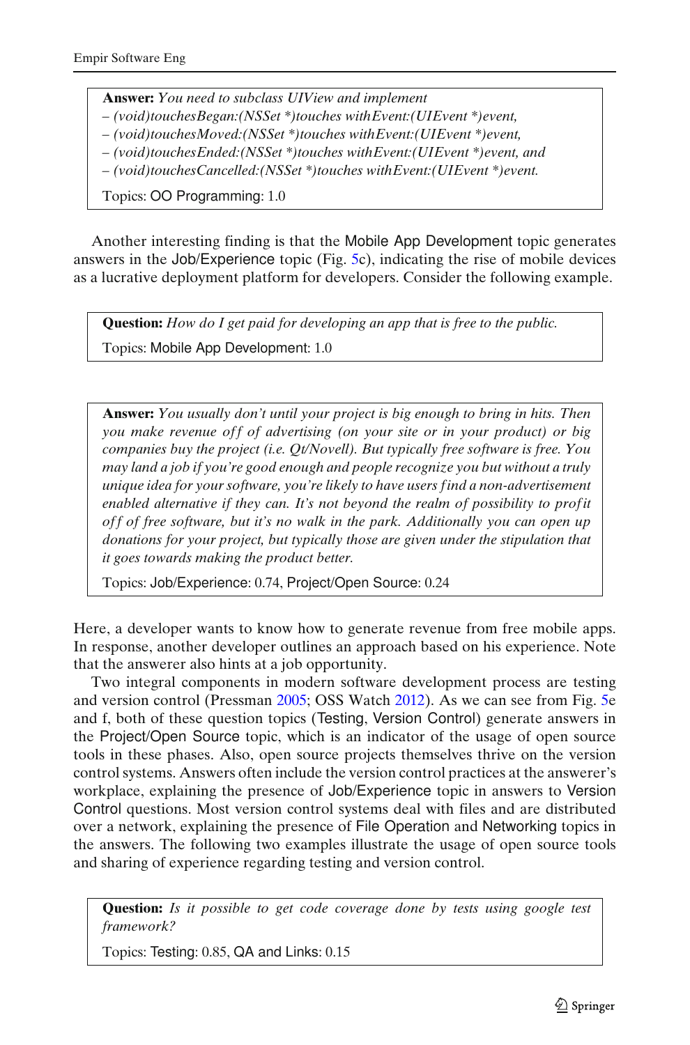> **Answer:** *You need to subclass UIView and implement*
> *– (void)touchesBegan:(NSSet *)touches withEvent:(UIEvent *)event,*
> *– (void)touchesMoved:(NSSet *)touches withEvent:(UIEvent *)event,*
> *– (void)touchesEnded:(NSSet *)touches withEvent:(UIEvent *)event, and*
> *– (void)touchesCancelled:(NSSet *)touches withEvent:(UIEvent *)event.*
>
> Topics: OO Programming: 1.0

Another interesting finding is that the Mobile App Development topic generates answers in the Job/Experience topic (Fig. 5c), indicating the rise of mobile devices as a lucrative deployment platform for developers. Consider the following example.

> **Question:** *How do I get paid for developing an app that is free to the public.*
>
> Topics: Mobile App Development: 1.0

> **Answer:** *You usually don't until your project is big enough to bring in hits. Then you make revenue off of advertising (on your site or in your product) or big companies buy the project (i.e. Qt/Novell). But typically free software is free. You may land a job if you're good enough and people recognize you but without a truly unique idea for your software, you're likely to have users find a non-advertisement enabled alternative if they can. It's not beyond the realm of possibility to profit off of free software, but it's no walk in the park. Additionally you can open up donations for your project, but typically those are given under the stipulation that it goes towards making the product better.*
>
> Topics: Job/Experience: 0.74, Project/Open Source: 0.24

Here, a developer wants to know how to generate revenue from free mobile apps. In response, another developer outlines an approach based on his experience. Note that the answerer also hints at a job opportunity.

Two integral components in modern software development process are testing and version control (Pressman 2005; OSS Watch 2012). As we can see from Fig. 5e and f, both of these question topics (Testing, Version Control) generate answers in the Project/Open Source topic, which is an indicator of the usage of open source tools in these phases. Also, open source projects themselves thrive on the version control systems. Answers often include the version control practices at the answerer's workplace, explaining the presence of Job/Experience topic in answers to Version Control questions. Most version control systems deal with files and are distributed over a network, explaining the presence of File Operation and Networking topics in the answers. The following two examples illustrate the usage of open source tools and sharing of experience regarding testing and version control.

> **Question:** *Is it possible to get code coverage done by tests using google test framework?*
>
> Topics: Testing: 0.85, QA and Links: 0.15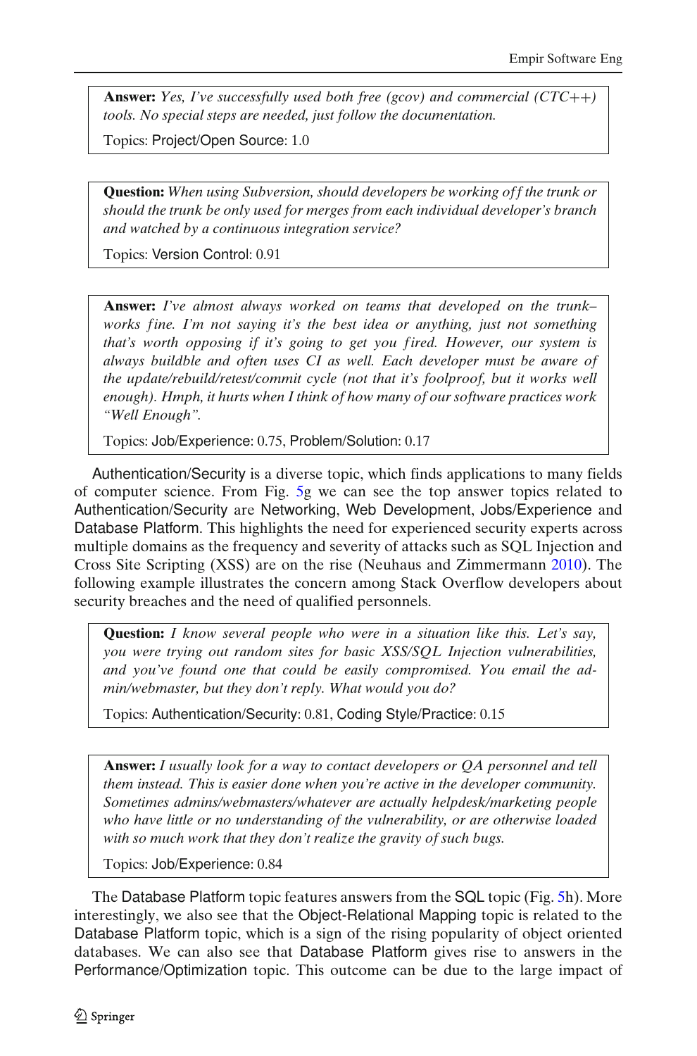**Answer:** *Yes, I've successfully used both free (gcov) and commercial (CTC++) tools. No special steps are needed, just follow the documentation.*

Topics: Project/Open Source: 1.0

**Question:** *When using Subversion, should developers be working off the trunk or should the trunk be only used for merges from each individual developer's branch and watched by a continuous integration service?*

Topics: Version Control: 0.91

**Answer:** *I've almost always worked on teams that developed on the trunk– works fine. I'm not saying it's the best idea or anything, just not something that's worth opposing if it's going to get you fired. However, our system is always buildble and often uses CI as well. Each developer must be aware of the update/rebuild/retest/commit cycle (not that it's foolproof, but it works well enough). Hmph, it hurts when I think of how many of our software practices work "Well Enough".*

Topics: Job/Experience: 0.75, Problem/Solution: 0.17

Authentication/Security is a diverse topic, which finds applications to many fields of computer science. From Fig. 5g we can see the top answer topics related to Authentication/Security are Networking, Web Development, Jobs/Experience and Database Platform. This highlights the need for experienced security experts across multiple domains as the frequency and severity of attacks such as SQL Injection and Cross Site Scripting (XSS) are on the rise (Neuhaus and Zimmermann 2010). The following example illustrates the concern among Stack Overflow developers about security breaches and the need of qualified personnels.

**Question:** *I know several people who were in a situation like this. Let's say, you were trying out random sites for basic XSS/SQL Injection vulnerabilities, and you've found one that could be easily compromised. You email the admin/webmaster, but they don't reply. What would you do?*

Topics: Authentication/Security: 0.81, Coding Style/Practice: 0.15

**Answer:** *I usually look for a way to contact developers or QA personnel and tell them instead. This is easier done when you're active in the developer community. Sometimes admins/webmasters/whatever are actually helpdesk/marketing people who have little or no understanding of the vulnerability, or are otherwise loaded with so much work that they don't realize the gravity of such bugs.*

Topics: Job/Experience: 0.84

The Database Platform topic features answers from the SQL topic (Fig. 5h). More interestingly, we also see that the Object-Relational Mapping topic is related to the Database Platform topic, which is a sign of the rising popularity of object oriented databases. We can also see that Database Platform gives rise to answers in the Performance/Optimization topic. This outcome can be due to the large impact of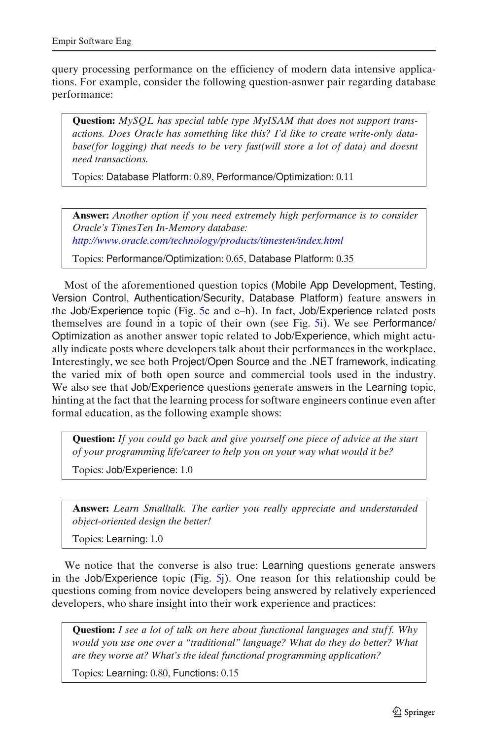query processing performance on the efficiency of modern data intensive applications. For example, consider the following question-asnwer pair regarding database performance:

> **Question:** *MySQL has special table type MyISAM that does not support transactions. Does Oracle has something like this? I'd like to create write-only database(for logging) that needs to be very fast(will store a lot of data) and doesnt need transactions.*
>
> Topics: Database Platform: 0.89, Performance/Optimization: 0.11

> **Answer:** *Another option if you need extremely high performance is to consider Oracle's TimesTen In-Memory database:* *http://www.oracle.com/technology/products/timesten/index.html*
>
> Topics: Performance/Optimization: 0.65, Database Platform: 0.35

Most of the aforementioned question topics (Mobile App Development, Testing, Version Control, Authentication/Security, Database Platform) feature answers in the Job/Experience topic (Fig. 5c and e–h). In fact, Job/Experience related posts themselves are found in a topic of their own (see Fig. 5i). We see Performance/Optimization as another answer topic related to Job/Experience, which might actually indicate posts where developers talk about their performances in the workplace. Interestingly, we see both Project/Open Source and the .NET framework, indicating the varied mix of both open source and commercial tools used in the industry. We also see that Job/Experience questions generate answers in the Learning topic, hinting at the fact that the learning process for software engineers continue even after formal education, as the following example shows:

> **Question:** *If you could go back and give yourself one piece of advice at the start of your programming life/career to help you on your way what would it be?*
>
> Topics: Job/Experience: 1.0

> **Answer:** *Learn Smalltalk. The earlier you really appreciate and understanded object-oriented design the better!*
>
> Topics: Learning: 1.0

We notice that the converse is also true: Learning questions generate answers in the Job/Experience topic (Fig. 5j). One reason for this relationship could be questions coming from novice developers being answered by relatively experienced developers, who share insight into their work experience and practices:

> **Question:** *I see a lot of talk on here about functional languages and stuff. Why would you use one over a "traditional" language? What do they do better? What are they worse at? What's the ideal functional programming application?*
>
> Topics: Learning: 0.80, Functions: 0.15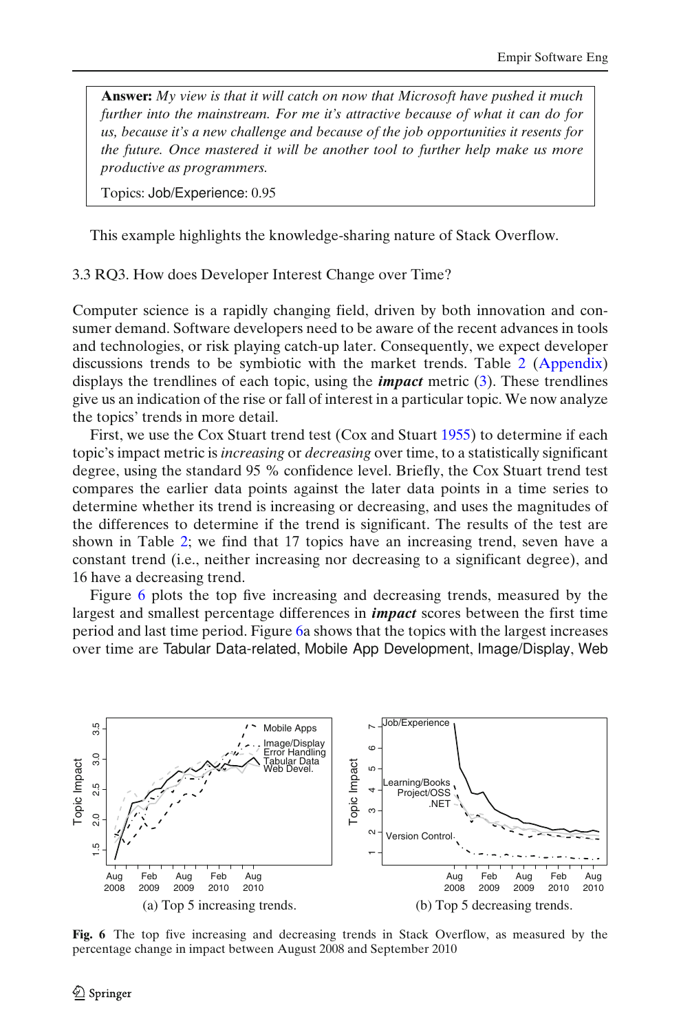> **Answer:** *My view is that it will catch on now that Microsoft have pushed it much further into the mainstream. For me it's attractive because of what it can do for us, because it's a new challenge and because of the job opportunities it resents for the future. Once mastered it will be another tool to further help make us more productive as programmers.*
>
> Topics: Job/Experience: 0.95

This example highlights the knowledge-sharing nature of Stack Overflow.

### 3.3 RQ3. How does Developer Interest Change over Time?

Computer science is a rapidly changing field, driven by both innovation and consumer demand. Software developers need to be aware of the recent advances in tools and technologies, or risk playing catch-up later. Consequently, we expect developer discussions trends to be symbiotic with the market trends. Table 2 (Appendix) displays the trendlines of each topic, using the ***impact*** metric (3). These trendlines give us an indication of the rise or fall of interest in a particular topic. We now analyze the topics' trends in more detail.

First, we use the Cox Stuart trend test (Cox and Stuart 1955) to determine if each topic's impact metric is *increasing* or *decreasing* over time, to a statistically significant degree, using the standard 95 % confidence level. Briefly, the Cox Stuart trend test compares the earlier data points against the later data points in a time series to determine whether its trend is increasing or decreasing, and uses the magnitudes of the differences to determine if the trend is significant. The results of the test are shown in Table 2; we find that 17 topics have an increasing trend, seven have a constant trend (i.e., neither increasing nor decreasing to a significant degree), and 16 have a decreasing trend.

Figure 6 plots the top five increasing and decreasing trends, measured by the largest and smallest percentage differences in ***impact*** scores between the first time period and last time period. Figure 6a shows that the topics with the largest increases over time are Tabular Data-related, Mobile App Development, Image/Display, Web

(a) Top 5 increasing trends.

(b) Top 5 decreasing trends.

**Fig. 6** The top five increasing and decreasing trends in Stack Overflow, as measured by the percentage change in impact between August 2008 and September 2010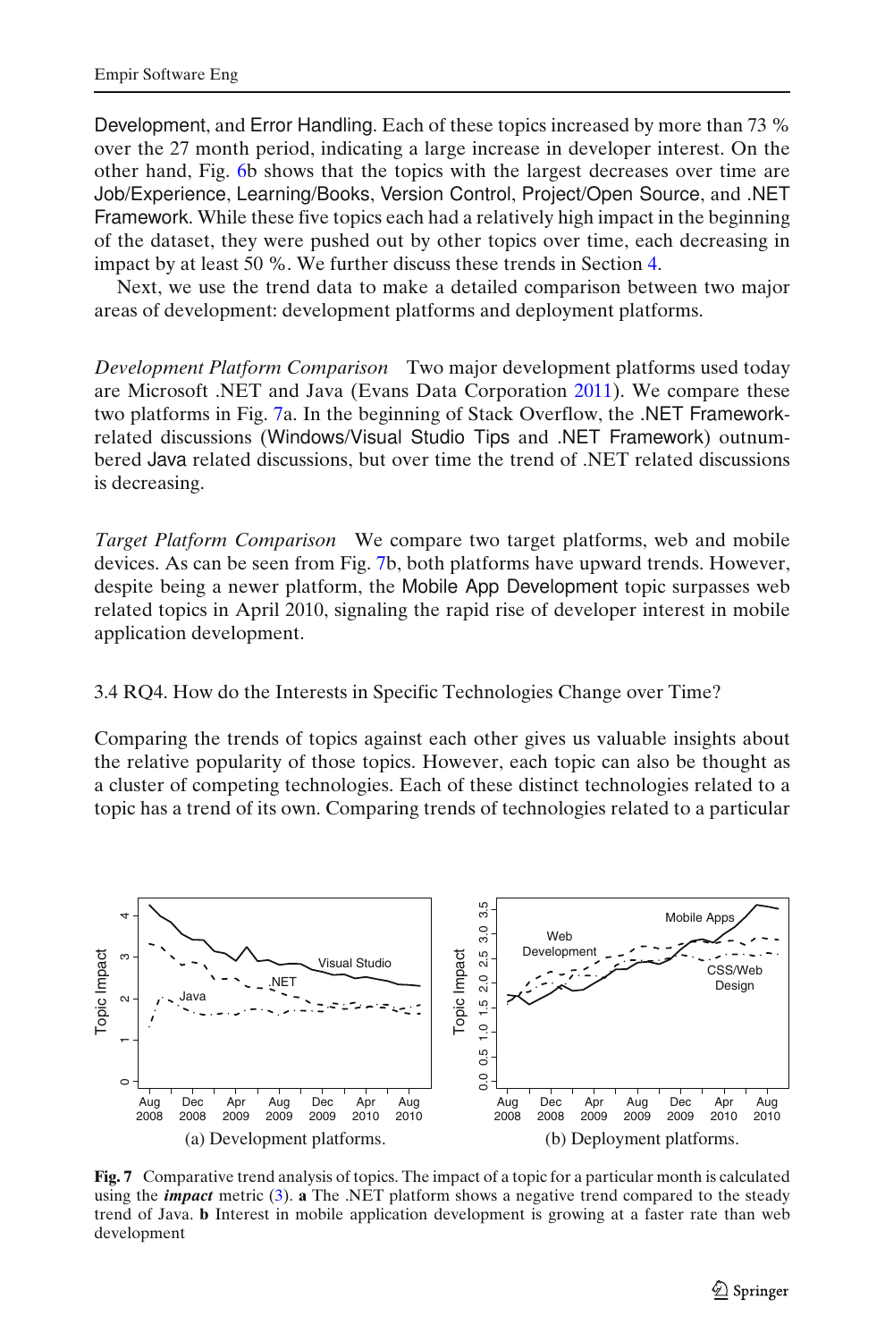Development, and Error Handling. Each of these topics increased by more than 73 % over the 27 month period, indicating a large increase in developer interest. On the other hand, Fig. 6b shows that the topics with the largest decreases over time are Job/Experience, Learning/Books, Version Control, Project/Open Source, and .NET Framework. While these five topics each had a relatively high impact in the beginning of the dataset, they were pushed out by other topics over time, each decreasing in impact by at least 50 %. We further discuss these trends in Section 4.

Next, we use the trend data to make a detailed comparison between two major areas of development: development platforms and deployment platforms.

*Development Platform Comparison* Two major development platforms used today are Microsoft .NET and Java (Evans Data Corporation 2011). We compare these two platforms in Fig. 7a. In the beginning of Stack Overflow, the .NET Framework-related discussions (Windows/Visual Studio Tips and .NET Framework) outnumbered Java related discussions, but over time the trend of .NET related discussions is decreasing.

*Target Platform Comparison* We compare two target platforms, web and mobile devices. As can be seen from Fig. 7b, both platforms have upward trends. However, despite being a newer platform, the Mobile App Development topic surpasses web related topics in April 2010, signaling the rapid rise of developer interest in mobile application development.

### 3.4 RQ4. How do the Interests in Specific Technologies Change over Time?

Comparing the trends of topics against each other gives us valuable insights about the relative popularity of those topics. However, each topic can also be thought as a cluster of competing technologies. Each of these distinct technologies related to a topic has a trend of its own. Comparing trends of technologies related to a particular

(a) Development platforms. (b) Deployment platforms.

**Fig. 7** Comparative trend analysis of topics. The impact of a topic for a particular month is calculated using the ***impact*** metric (3). **a** The .NET platform shows a negative trend compared to the steady trend of Java. **b** Interest in mobile application development is growing at a faster rate than web development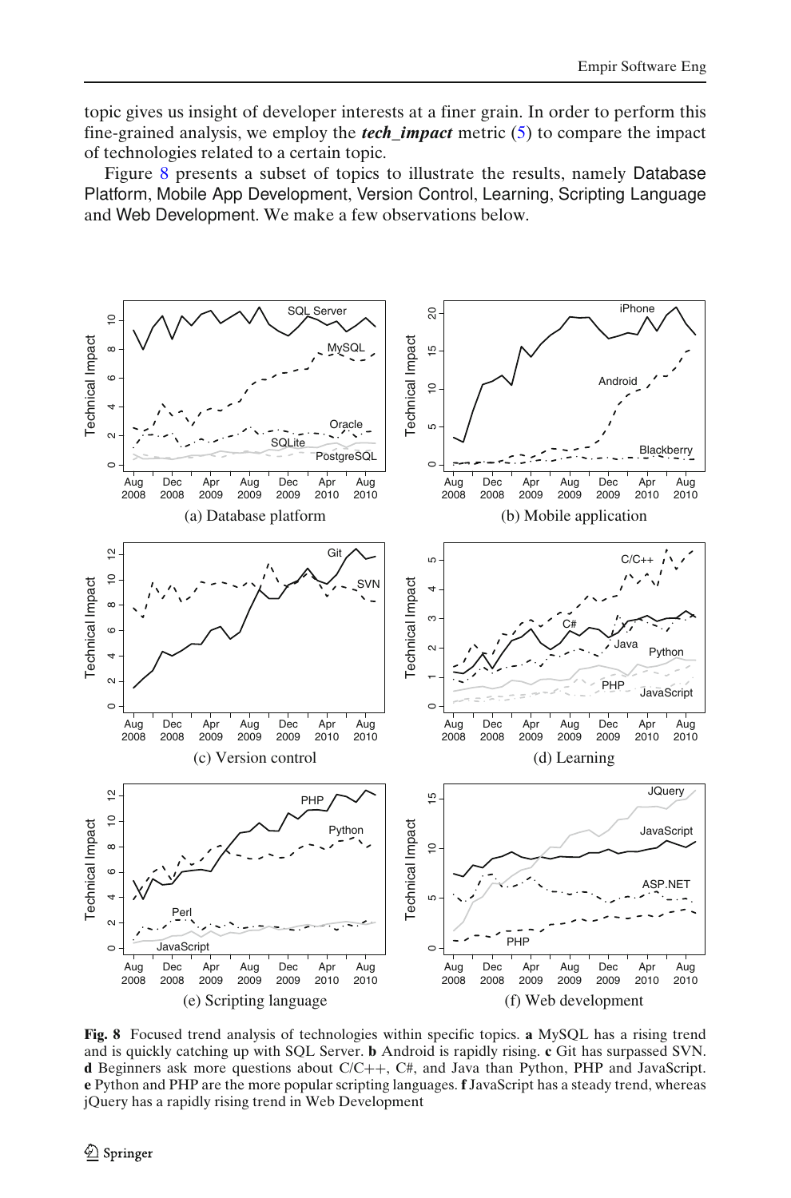topic gives us insight of developer interests at a finer grain. In order to perform this fine-grained analysis, we employ the ***tech_impact*** metric (5) to compare the impact of technologies related to a certain topic.

Figure 8 presents a subset of topics to illustrate the results, namely Database Platform, Mobile App Development, Version Control, Learning, Scripting Language and Web Development. We make a few observations below.

(a) Database platform

(b) Mobile application

(c) Version control

(d) Learning

(e) Scripting language

(f) Web development

**Fig. 8** Focused trend analysis of technologies within specific topics. **a** MySQL has a rising trend and is quickly catching up with SQL Server. **b** Android is rapidly rising. **c** Git has surpassed SVN. **d** Beginners ask more questions about C/C++, C#, and Java than Python, PHP and JavaScript. **e** Python and PHP are the more popular scripting languages. **f** JavaScript has a steady trend, whereas jQuery has a rapidly rising trend in Web Development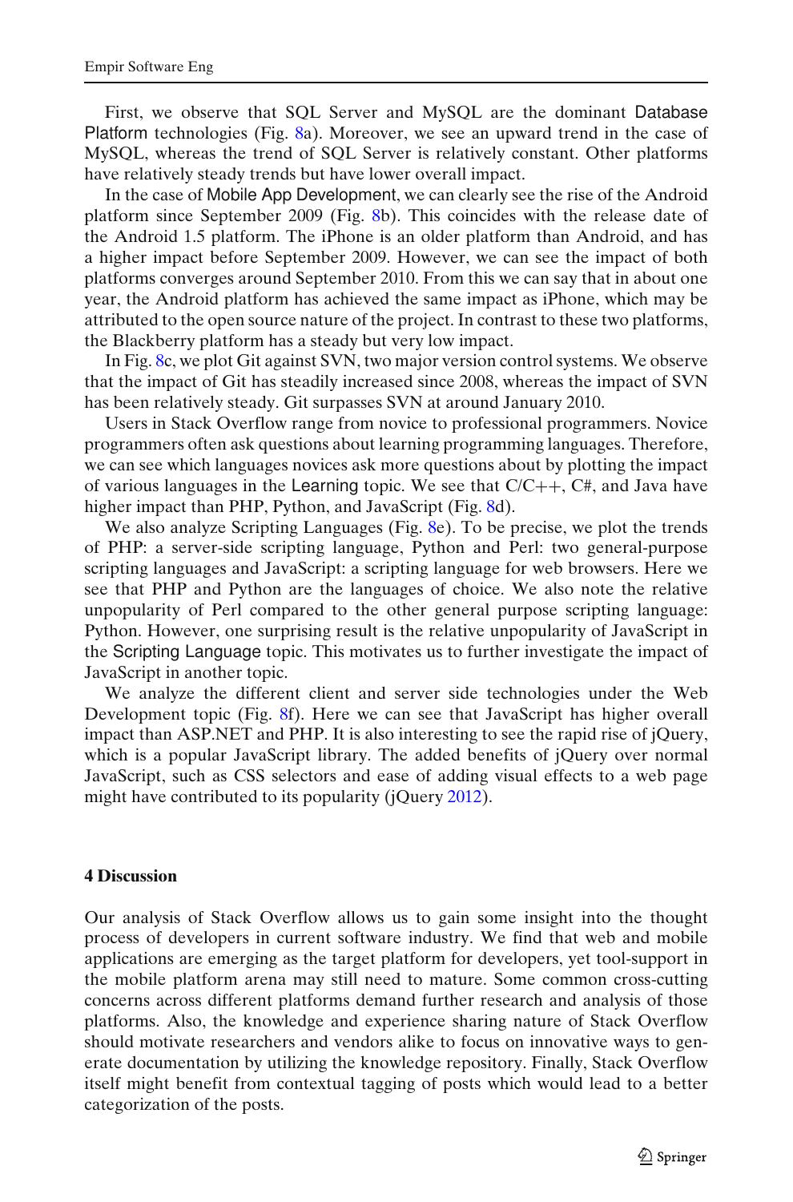First, we observe that SQL Server and MySQL are the dominant Database Platform technologies (Fig. 8a). Moreover, we see an upward trend in the case of MySQL, whereas the trend of SQL Server is relatively constant. Other platforms have relatively steady trends but have lower overall impact.

In the case of Mobile App Development, we can clearly see the rise of the Android platform since September 2009 (Fig. 8b). This coincides with the release date of the Android 1.5 platform. The iPhone is an older platform than Android, and has a higher impact before September 2009. However, we can see the impact of both platforms converges around September 2010. From this we can say that in about one year, the Android platform has achieved the same impact as iPhone, which may be attributed to the open source nature of the project. In contrast to these two platforms, the Blackberry platform has a steady but very low impact.

In Fig. 8c, we plot Git against SVN, two major version control systems. We observe that the impact of Git has steadily increased since 2008, whereas the impact of SVN has been relatively steady. Git surpasses SVN at around January 2010.

Users in Stack Overflow range from novice to professional programmers. Novice programmers often ask questions about learning programming languages. Therefore, we can see which languages novices ask more questions about by plotting the impact of various languages in the Learning topic. We see that C/C++, C#, and Java have higher impact than PHP, Python, and JavaScript (Fig. 8d).

We also analyze Scripting Languages (Fig. 8e). To be precise, we plot the trends of PHP: a server-side scripting language, Python and Perl: two general-purpose scripting languages and JavaScript: a scripting language for web browsers. Here we see that PHP and Python are the languages of choice. We also note the relative unpopularity of Perl compared to the other general purpose scripting language: Python. However, one surprising result is the relative unpopularity of JavaScript in the Scripting Language topic. This motivates us to further investigate the impact of JavaScript in another topic.

We analyze the different client and server side technologies under the Web Development topic (Fig. 8f). Here we can see that JavaScript has higher overall impact than ASP.NET and PHP. It is also interesting to see the rapid rise of jQuery, which is a popular JavaScript library. The added benefits of jQuery over normal JavaScript, such as CSS selectors and ease of adding visual effects to a web page might have contributed to its popularity (jQuery 2012).

## 4 Discussion

Our analysis of Stack Overflow allows us to gain some insight into the thought process of developers in current software industry. We find that web and mobile applications are emerging as the target platform for developers, yet tool-support in the mobile platform arena may still need to mature. Some common cross-cutting concerns across different platforms demand further research and analysis of those platforms. Also, the knowledge and experience sharing nature of Stack Overflow should motivate researchers and vendors alike to focus on innovative ways to generate documentation by utilizing the knowledge repository. Finally, Stack Overflow itself might benefit from contextual tagging of posts which would lead to a better categorization of the posts.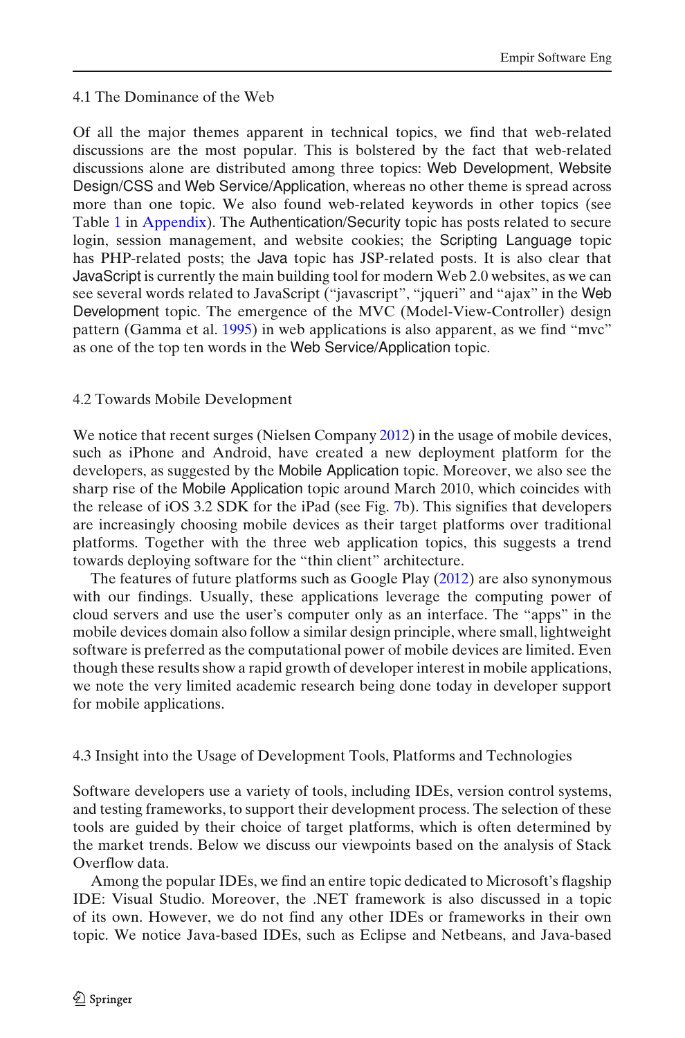### 4.1 The Dominance of the Web

Of all the major themes apparent in technical topics, we find that web-related discussions are the most popular. This is bolstered by the fact that web-related discussions alone are distributed among three topics: Web Development, Website Design/CSS and Web Service/Application, whereas no other theme is spread across more than one topic. We also found web-related keywords in other topics (see Table 1 in Appendix). The Authentication/Security topic has posts related to secure login, session management, and website cookies; the Scripting Language topic has PHP-related posts; the Java topic has JSP-related posts. It is also clear that JavaScript is currently the main building tool for modern Web 2.0 websites, as we can see several words related to JavaScript ("javascript", "jqueri" and "ajax" in the Web Development topic. The emergence of the MVC (Model-View-Controller) design pattern (Gamma et al. 1995) in web applications is also apparent, as we find "mvc" as one of the top ten words in the Web Service/Application topic.

### 4.2 Towards Mobile Development

We notice that recent surges (Nielsen Company 2012) in the usage of mobile devices, such as iPhone and Android, have created a new deployment platform for the developers, as suggested by the Mobile Application topic. Moreover, we also see the sharp rise of the Mobile Application topic around March 2010, which coincides with the release of iOS 3.2 SDK for the iPad (see Fig. 7b). This signifies that developers are increasingly choosing mobile devices as their target platforms over traditional platforms. Together with the three web application topics, this suggests a trend towards deploying software for the "thin client" architecture.

The features of future platforms such as Google Play (2012) are also synonymous with our findings. Usually, these applications leverage the computing power of cloud servers and use the user's computer only as an interface. The "apps" in the mobile devices domain also follow a similar design principle, where small, lightweight software is preferred as the computational power of mobile devices are limited. Even though these results show a rapid growth of developer interest in mobile applications, we note the very limited academic research being done today in developer support for mobile applications.

### 4.3 Insight into the Usage of Development Tools, Platforms and Technologies

Software developers use a variety of tools, including IDEs, version control systems, and testing frameworks, to support their development process. The selection of these tools are guided by their choice of target platforms, which is often determined by the market trends. Below we discuss our viewpoints based on the analysis of Stack Overflow data.

Among the popular IDEs, we find an entire topic dedicated to Microsoft's flagship IDE: Visual Studio. Moreover, the .NET framework is also discussed in a topic of its own. However, we do not find any other IDEs or frameworks in their own topic. We notice Java-based IDEs, such as Eclipse and Netbeans, and Java-based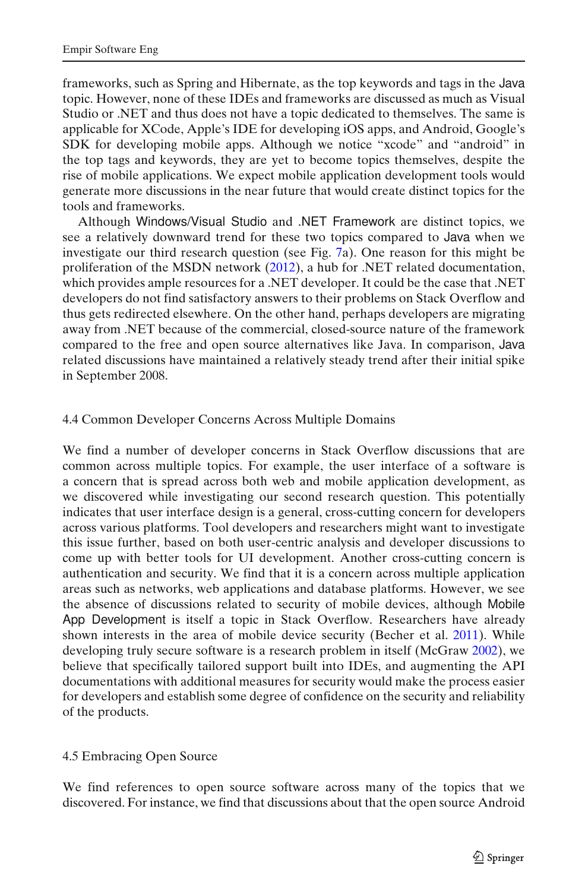frameworks, such as Spring and Hibernate, as the top keywords and tags in the Java topic. However, none of these IDEs and frameworks are discussed as much as Visual Studio or .NET and thus does not have a topic dedicated to themselves. The same is applicable for XCode, Apple's IDE for developing iOS apps, and Android, Google's SDK for developing mobile apps. Although we notice "xcode" and "android" in the top tags and keywords, they are yet to become topics themselves, despite the rise of mobile applications. We expect mobile application development tools would generate more discussions in the near future that would create distinct topics for the tools and frameworks.

Although Windows/Visual Studio and .NET Framework are distinct topics, we see a relatively downward trend for these two topics compared to Java when we investigate our third research question (see Fig. 7a). One reason for this might be proliferation of the MSDN network (2012), a hub for .NET related documentation, which provides ample resources for a .NET developer. It could be the case that .NET developers do not find satisfactory answers to their problems on Stack Overflow and thus gets redirected elsewhere. On the other hand, perhaps developers are migrating away from .NET because of the commercial, closed-source nature of the framework compared to the free and open source alternatives like Java. In comparison, Java related discussions have maintained a relatively steady trend after their initial spike in September 2008.

### 4.4 Common Developer Concerns Across Multiple Domains

We find a number of developer concerns in Stack Overflow discussions that are common across multiple topics. For example, the user interface of a software is a concern that is spread across both web and mobile application development, as we discovered while investigating our second research question. This potentially indicates that user interface design is a general, cross-cutting concern for developers across various platforms. Tool developers and researchers might want to investigate this issue further, based on both user-centric analysis and developer discussions to come up with better tools for UI development. Another cross-cutting concern is authentication and security. We find that it is a concern across multiple application areas such as networks, web applications and database platforms. However, we see the absence of discussions related to security of mobile devices, although Mobile App Development is itself a topic in Stack Overflow. Researchers have already shown interests in the area of mobile device security (Becher et al. 2011). While developing truly secure software is a research problem in itself (McGraw 2002), we believe that specifically tailored support built into IDEs, and augmenting the API documentations with additional measures for security would make the process easier for developers and establish some degree of confidence on the security and reliability of the products.

### 4.5 Embracing Open Source

We find references to open source software across many of the topics that we discovered. For instance, we find that discussions about that the open source Android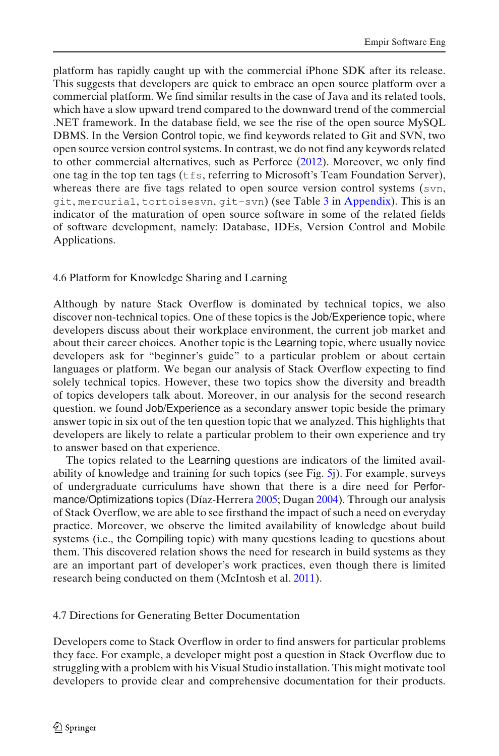platform has rapidly caught up with the commercial iPhone SDK after its release. This suggests that developers are quick to embrace an open source platform over a commercial platform. We find similar results in the case of Java and its related tools, which have a slow upward trend compared to the downward trend of the commercial .NET framework. In the database field, we see the rise of the open source MySQL DBMS. In the Version Control topic, we find keywords related to Git and SVN, two open source version control systems. In contrast, we do not find any keywords related to other commercial alternatives, such as Perforce (2012). Moreover, we only find one tag in the top ten tags (`tfs`, referring to Microsoft's Team Foundation Server), whereas there are five tags related to open source version control systems (`svn`, `git`, `mercurial`, `tortoisesvn`, `git-svn`) (see Table 3 in Appendix). This is an indicator of the maturation of open source software in some of the related fields of software development, namely: Database, IDEs, Version Control and Mobile Applications.

### 4.6 Platform for Knowledge Sharing and Learning

Although by nature Stack Overflow is dominated by technical topics, we also discover non-technical topics. One of these topics is the Job/Experience topic, where developers discuss about their workplace environment, the current job market and about their career choices. Another topic is the Learning topic, where usually novice developers ask for "beginner's guide" to a particular problem or about certain languages or platform. We began our analysis of Stack Overflow expecting to find solely technical topics. However, these two topics show the diversity and breadth of topics developers talk about. Moreover, in our analysis for the second research question, we found Job/Experience as a secondary answer topic beside the primary answer topic in six out of the ten question topic that we analyzed. This highlights that developers are likely to relate a particular problem to their own experience and try to answer based on that experience.

The topics related to the Learning questions are indicators of the limited availability of knowledge and training for such topics (see Fig. 5j). For example, surveys of undergraduate curriculums have shown that there is a dire need for Performance/Optimizations topics (Díaz-Herrera 2005; Dugan 2004). Through our analysis of Stack Overflow, we are able to see firsthand the impact of such a need on everyday practice. Moreover, we observe the limited availability of knowledge about build systems (i.e., the Compiling topic) with many questions leading to questions about them. This discovered relation shows the need for research in build systems as they are an important part of developer's work practices, even though there is limited research being conducted on them (McIntosh et al. 2011).

### 4.7 Directions for Generating Better Documentation

Developers come to Stack Overflow in order to find answers for particular problems they face. For example, a developer might post a question in Stack Overflow due to struggling with a problem with his Visual Studio installation. This might motivate tool developers to provide clear and comprehensive documentation for their products.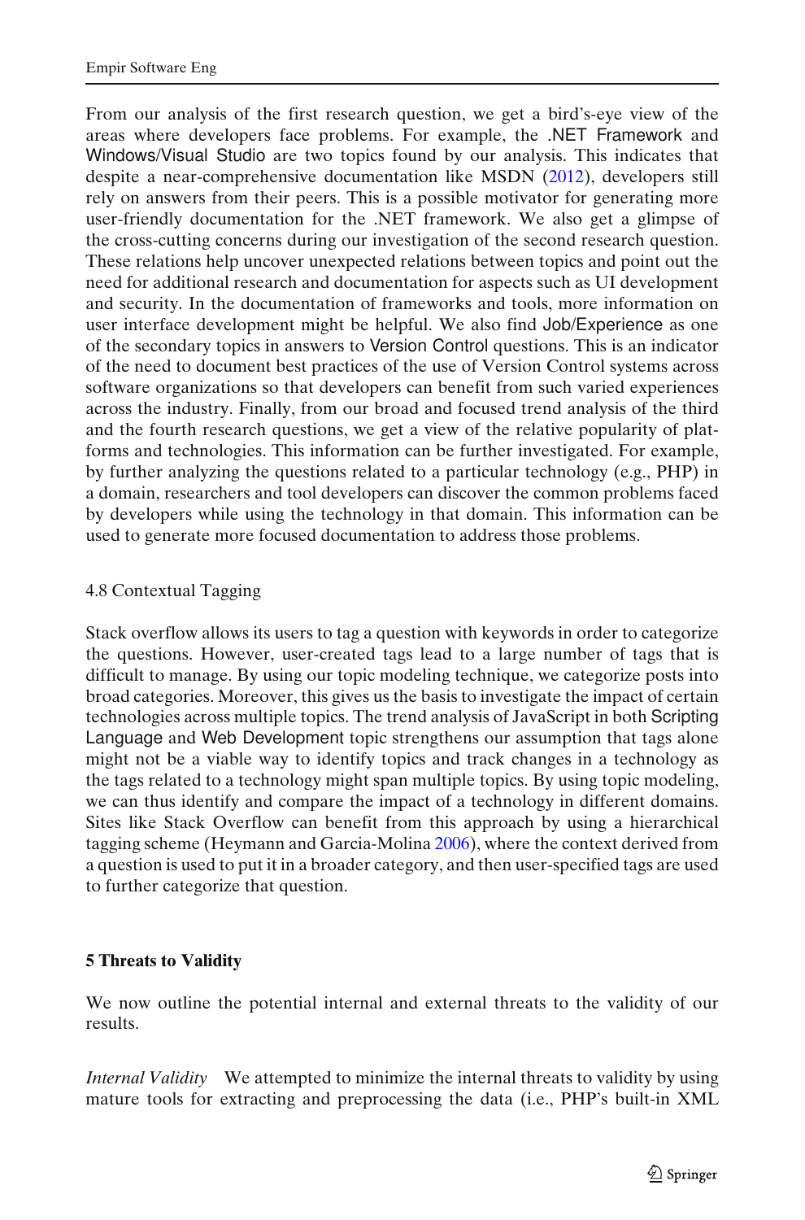From our analysis of the first research question, we get a bird's-eye view of the areas where developers face problems. For example, the .NET Framework and Windows/Visual Studio are two topics found by our analysis. This indicates that despite a near-comprehensive documentation like MSDN (2012), developers still rely on answers from their peers. This is a possible motivator for generating more user-friendly documentation for the .NET framework. We also get a glimpse of the cross-cutting concerns during our investigation of the second research question. These relations help uncover unexpected relations between topics and point out the need for additional research and documentation for aspects such as UI development and security. In the documentation of frameworks and tools, more information on user interface development might be helpful. We also find Job/Experience as one of the secondary topics in answers to Version Control questions. This is an indicator of the need to document best practices of the use of Version Control systems across software organizations so that developers can benefit from such varied experiences across the industry. Finally, from our broad and focused trend analysis of the third and the fourth research questions, we get a view of the relative popularity of platforms and technologies. This information can be further investigated. For example, by further analyzing the questions related to a particular technology (e.g., PHP) in a domain, researchers and tool developers can discover the common problems faced by developers while using the technology in that domain. This information can be used to generate more focused documentation to address those problems.

### 4.8 Contextual Tagging

Stack overflow allows its users to tag a question with keywords in order to categorize the questions. However, user-created tags lead to a large number of tags that is difficult to manage. By using our topic modeling technique, we categorize posts into broad categories. Moreover, this gives us the basis to investigate the impact of certain technologies across multiple topics. The trend analysis of JavaScript in both Scripting Language and Web Development topic strengthens our assumption that tags alone might not be a viable way to identify topics and track changes in a technology as the tags related to a technology might span multiple topics. By using topic modeling, we can thus identify and compare the impact of a technology in different domains. Sites like Stack Overflow can benefit from this approach by using a hierarchical tagging scheme (Heymann and Garcia-Molina 2006), where the context derived from a question is used to put it in a broader category, and then user-specified tags are used to further categorize that question.

## 5 Threats to Validity

We now outline the potential internal and external threats to the validity of our results.

*Internal Validity* We attempted to minimize the internal threats to validity by using mature tools for extracting and preprocessing the data (i.e., PHP's built-in XML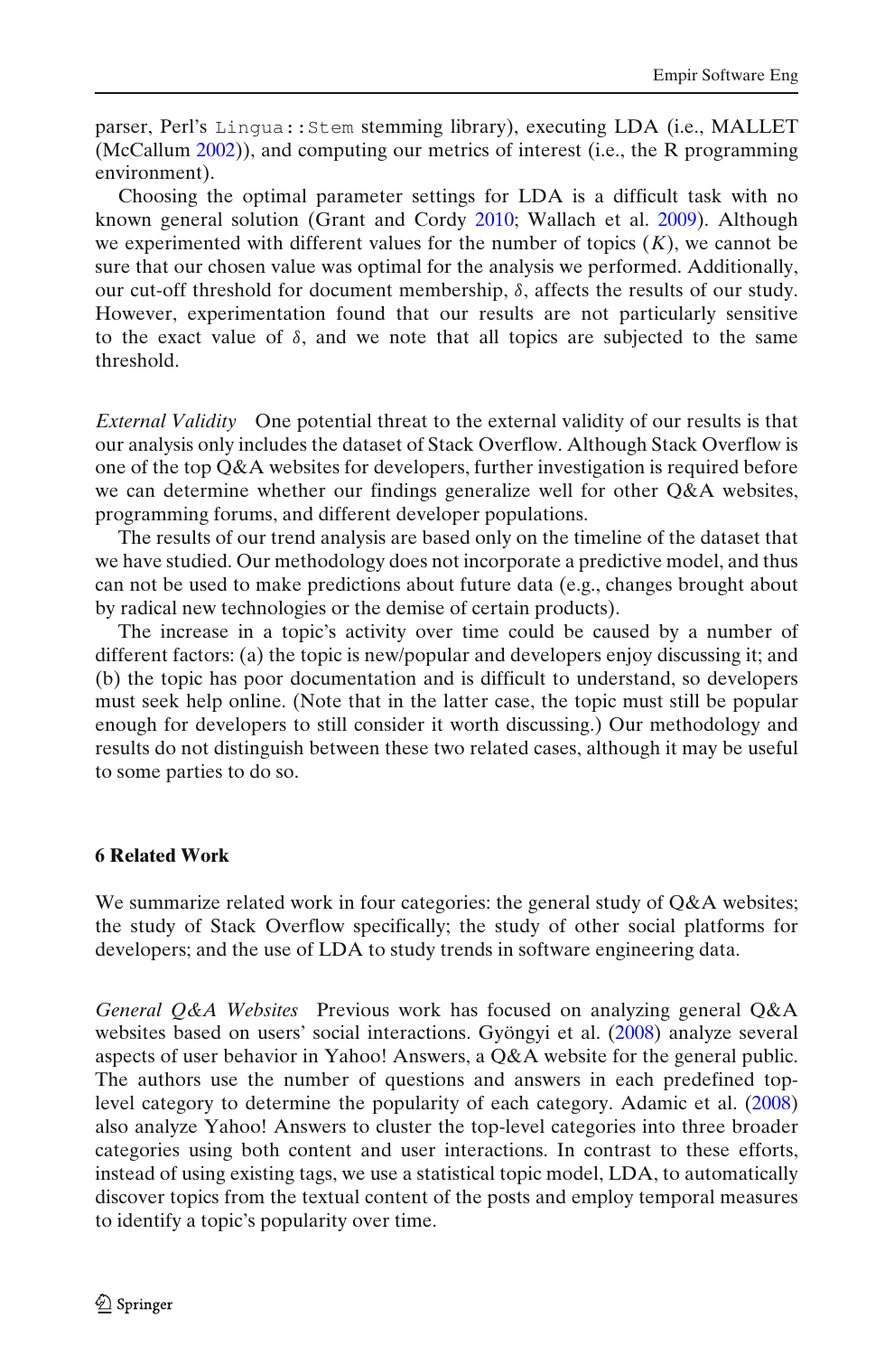parser, Perl's `Lingua::Stem` stemming library), executing LDA (i.e., MALLET (McCallum 2002)), and computing our metrics of interest (i.e., the R programming environment).

Choosing the optimal parameter settings for LDA is a difficult task with no known general solution (Grant and Cordy 2010; Wallach et al. 2009). Although we experimented with different values for the number of topics ($K$), we cannot be sure that our chosen value was optimal for the analysis we performed. Additionally, our cut-off threshold for document membership, $\delta$, affects the results of our study. However, experimentation found that our results are not particularly sensitive to the exact value of $\delta$, and we note that all topics are subjected to the same threshold.

*External Validity* One potential threat to the external validity of our results is that our analysis only includes the dataset of Stack Overflow. Although Stack Overflow is one of the top Q&A websites for developers, further investigation is required before we can determine whether our findings generalize well for other Q&A websites, programming forums, and different developer populations.

The results of our trend analysis are based only on the timeline of the dataset that we have studied. Our methodology does not incorporate a predictive model, and thus can not be used to make predictions about future data (e.g., changes brought about by radical new technologies or the demise of certain products).

The increase in a topic's activity over time could be caused by a number of different factors: (a) the topic is new/popular and developers enjoy discussing it; and (b) the topic has poor documentation and is difficult to understand, so developers must seek help online. (Note that in the latter case, the topic must still be popular enough for developers to still consider it worth discussing.) Our methodology and results do not distinguish between these two related cases, although it may be useful to some parties to do so.

## 6 Related Work

We summarize related work in four categories: the general study of Q&A websites; the study of Stack Overflow specifically; the study of other social platforms for developers; and the use of LDA to study trends in software engineering data.

*General Q&A Websites* Previous work has focused on analyzing general Q&A websites based on users' social interactions. Gyöngyi et al. (2008) analyze several aspects of user behavior in Yahoo! Answers, a Q&A website for the general public. The authors use the number of questions and answers in each predefined top-level category to determine the popularity of each category. Adamic et al. (2008) also analyze Yahoo! Answers to cluster the top-level categories into three broader categories using both content and user interactions. In contrast to these efforts, instead of using existing tags, we use a statistical topic model, LDA, to automatically discover topics from the textual content of the posts and employ temporal measures to identify a topic's popularity over time.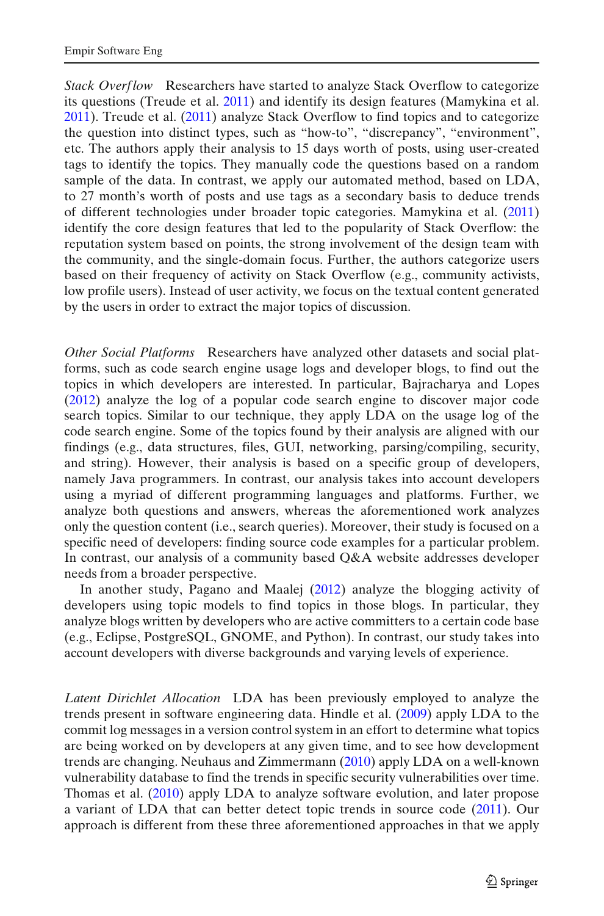*Stack Overflow* Researchers have started to analyze Stack Overflow to categorize its questions (Treude et al. 2011) and identify its design features (Mamykina et al. 2011). Treude et al. (2011) analyze Stack Overflow to find topics and to categorize the question into distinct types, such as "how-to", "discrepancy", "environment", etc. The authors apply their analysis to 15 days worth of posts, using user-created tags to identify the topics. They manually code the questions based on a random sample of the data. In contrast, we apply our automated method, based on LDA, to 27 month's worth of posts and use tags as a secondary basis to deduce trends of different technologies under broader topic categories. Mamykina et al. (2011) identify the core design features that led to the popularity of Stack Overflow: the reputation system based on points, the strong involvement of the design team with the community, and the single-domain focus. Further, the authors categorize users based on their frequency of activity on Stack Overflow (e.g., community activists, low profile users). Instead of user activity, we focus on the textual content generated by the users in order to extract the major topics of discussion.

*Other Social Platforms* Researchers have analyzed other datasets and social platforms, such as code search engine usage logs and developer blogs, to find out the topics in which developers are interested. In particular, Bajracharya and Lopes (2012) analyze the log of a popular code search engine to discover major code search topics. Similar to our technique, they apply LDA on the usage log of the code search engine. Some of the topics found by their analysis are aligned with our findings (e.g., data structures, files, GUI, networking, parsing/compiling, security, and string). However, their analysis is based on a specific group of developers, namely Java programmers. In contrast, our analysis takes into account developers using a myriad of different programming languages and platforms. Further, we analyze both questions and answers, whereas the aforementioned work analyzes only the question content (i.e., search queries). Moreover, their study is focused on a specific need of developers: finding source code examples for a particular problem. In contrast, our analysis of a community based Q&A website addresses developer needs from a broader perspective.

In another study, Pagano and Maalej (2012) analyze the blogging activity of developers using topic models to find topics in those blogs. In particular, they analyze blogs written by developers who are active committers to a certain code base (e.g., Eclipse, PostgreSQL, GNOME, and Python). In contrast, our study takes into account developers with diverse backgrounds and varying levels of experience.

*Latent Dirichlet Allocation* LDA has been previously employed to analyze the trends present in software engineering data. Hindle et al. (2009) apply LDA to the commit log messages in a version control system in an effort to determine what topics are being worked on by developers at any given time, and to see how development trends are changing. Neuhaus and Zimmermann (2010) apply LDA on a well-known vulnerability database to find the trends in specific security vulnerabilities over time. Thomas et al. (2010) apply LDA to analyze software evolution, and later propose a variant of LDA that can better detect topic trends in source code (2011). Our approach is different from these three aforementioned approaches in that we apply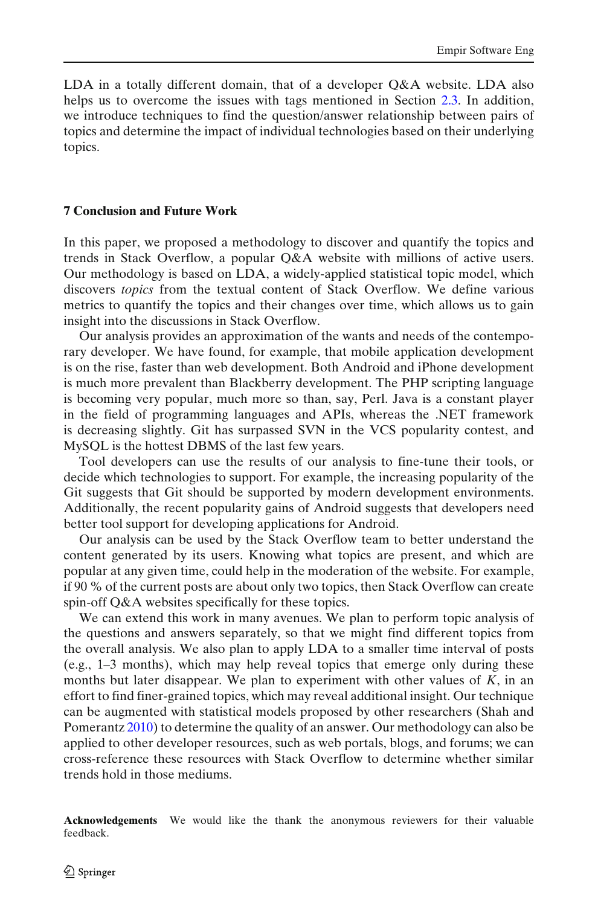LDA in a totally different domain, that of a developer Q&A website. LDA also helps us to overcome the issues with tags mentioned in Section 2.3. In addition, we introduce techniques to find the question/answer relationship between pairs of topics and determine the impact of individual technologies based on their underlying topics.

## 7 Conclusion and Future Work

In this paper, we proposed a methodology to discover and quantify the topics and trends in Stack Overflow, a popular Q&A website with millions of active users. Our methodology is based on LDA, a widely-applied statistical topic model, which discovers *topics* from the textual content of Stack Overflow. We define various metrics to quantify the topics and their changes over time, which allows us to gain insight into the discussions in Stack Overflow.

Our analysis provides an approximation of the wants and needs of the contemporary developer. We have found, for example, that mobile application development is on the rise, faster than web development. Both Android and iPhone development is much more prevalent than Blackberry development. The PHP scripting language is becoming very popular, much more so than, say, Perl. Java is a constant player in the field of programming languages and APIs, whereas the .NET framework is decreasing slightly. Git has surpassed SVN in the VCS popularity contest, and MySQL is the hottest DBMS of the last few years.

Tool developers can use the results of our analysis to fine-tune their tools, or decide which technologies to support. For example, the increasing popularity of the Git suggests that Git should be supported by modern development environments. Additionally, the recent popularity gains of Android suggests that developers need better tool support for developing applications for Android.

Our analysis can be used by the Stack Overflow team to better understand the content generated by its users. Knowing what topics are present, and which are popular at any given time, could help in the moderation of the website. For example, if 90 % of the current posts are about only two topics, then Stack Overflow can create spin-off Q&A websites specifically for these topics.

We can extend this work in many avenues. We plan to perform topic analysis of the questions and answers separately, so that we might find different topics from the overall analysis. We also plan to apply LDA to a smaller time interval of posts (e.g., 1–3 months), which may help reveal topics that emerge only during these months but later disappear. We plan to experiment with other values of $K$, in an effort to find finer-grained topics, which may reveal additional insight. Our technique can be augmented with statistical models proposed by other researchers (Shah and Pomerantz 2010) to determine the quality of an answer. Our methodology can also be applied to other developer resources, such as web portals, blogs, and forums; we can cross-reference these resources with Stack Overflow to determine whether similar trends hold in those mediums.

**Acknowledgements** We would like the thank the anonymous reviewers for their valuable feedback.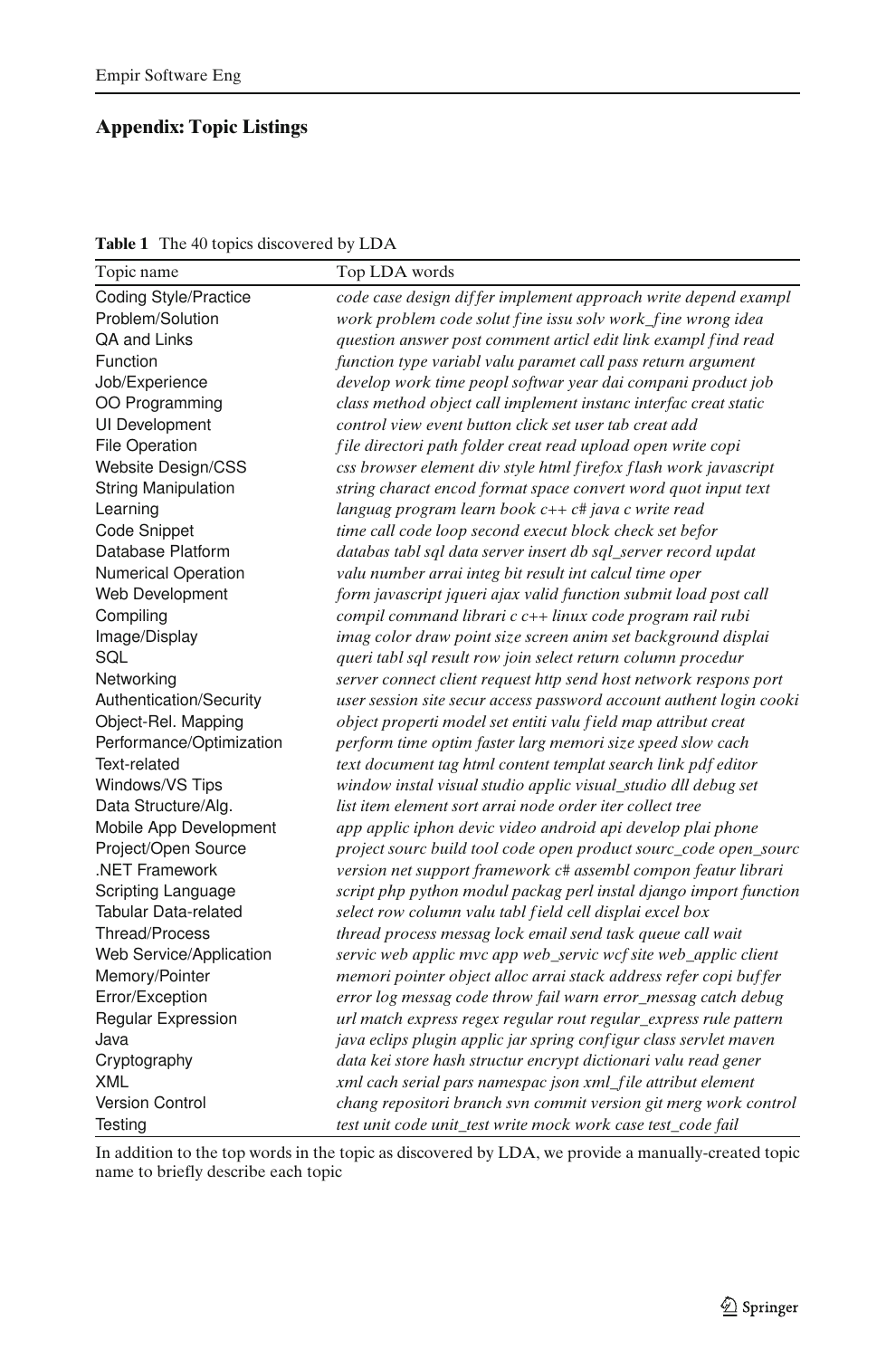## Appendix: Topic Listings

**Table 1** The 40 topics discovered by LDA

| Topic name | Top LDA words |
|---|---|
| Coding Style/Practice | *code case design differ implement approach write depend exampl* |
| Problem/Solution | *work problem code solut fine issu solv work_fine wrong idea* |
| QA and Links | *question answer post comment articl edit link exampl find read* |
| Function | *function type variabl valu paramet call pass return argument* |
| Job/Experience | *develop work time peopl softwar year dai compani product job* |
| OO Programming | *class method object call implement instanc interfac creat static* |
| UI Development | *control view event button click set user tab creat add* |
| File Operation | *file directori path folder creat read upload open write copi* |
| Website Design/CSS | *css browser element div style html firefox flash work javascript* |
| String Manipulation | *string charact encod format space convert word quot input text* |
| Learning | *languag program learn book c++ c# java c write read* |
| Code Snippet | *time call code loop second execut block check set befor* |
| Database Platform | *databas tabl sql data server insert db sql_server record updat* |
| Numerical Operation | *valu number arrai integ bit result int calcul time oper* |
| Web Development | *form javascript jqueri ajax valid function submit load post call* |
| Compiling | *compil command librari c c++ linux code program rail rubi* |
| Image/Display | *imag color draw point size screen anim set background displai* |
| SQL | *queri tabl sql result row join select return column procedur* |
| Networking | *server connect client request http send host network respons port* |
| Authentication/Security | *user session site secur access password account authent login cooki* |
| Object-Rel. Mapping | *object properti model set entiti valu field map attribut creat* |
| Performance/Optimization | *perform time optim faster larg memori size speed slow cach* |
| Text-related | *text document tag html content templat search link pdf editor* |
| Windows/VS Tips | *window instal visual studio applic visual_studio dll debug set* |
| Data Structure/Alg. | *list item element sort arrai node order iter collect tree* |
| Mobile App Development | *app applic iphon devic video android api develop plai phone* |
| Project/Open Source | *project sourc build tool code open product sourc_code open_sourc* |
| .NET Framework | *version net support framework c# assembl compon featur librari* |
| Scripting Language | *script php python modul packag perl instal django import function* |
| Tabular Data-related | *select row column valu tabl field cell displai excel box* |
| Thread/Process | *thread process messag lock email send task queue call wait* |
| Web Service/Application | *servic web applic mvc app web_servic wcf site web_applic client* |
| Memory/Pointer | *memori pointer object alloc arrai stack address refer copi buffer* |
| Error/Exception | *error log messag code throw fail warn error_messag catch debug* |
| Regular Expression | *url match express regex regular rout regular_express rule pattern* |
| Java | *java eclips plugin applic jar spring configur class servlet maven* |
| Cryptography | *data kei store hash structur encrypt dictionari valu read gener* |
| XML | *xml cach serial pars namespac json xml_file attribut element* |
| Version Control | *chang repositori branch svn commit version git merg work control* |
| Testing | *test unit code unit_test write mock work case test_code fail* |

In addition to the top words in the topic as discovered by LDA, we provide a manually-created topic name to briefly describe each topic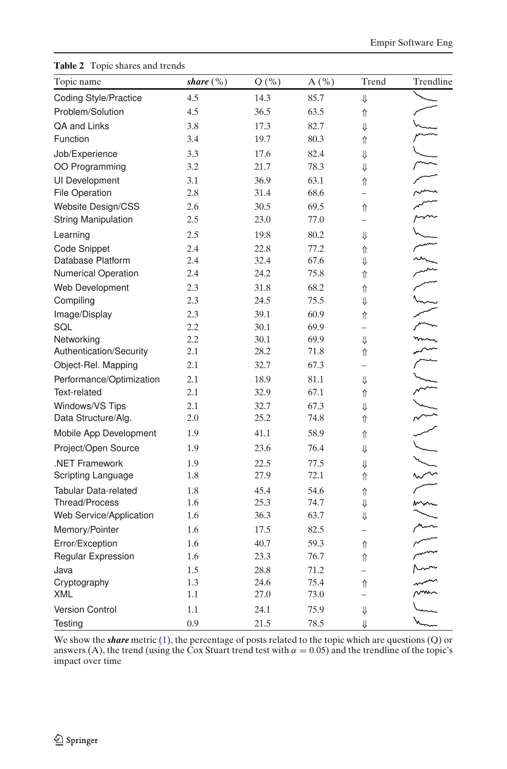**Table 2** Topic shares and trends

| Topic name | ***share*** (%) | Q (%) | A (%) | Trend | Trendline |
|---|---|---|---|---|---|
| Coding Style/Practice | 4.5 | 14.3 | 85.7 | ⇓ | |
| Problem/Solution | 4.5 | 36.5 | 63.5 | ⇑ | |
| QA and Links | 3.8 | 17.3 | 82.7 | ⇓ | |
| Function | 3.4 | 19.7 | 80.3 | ⇑ | |
| Job/Experience | 3.3 | 17.6 | 82.4 | ⇓ | |
| OO Programming | 3.2 | 21.7 | 78.3 | ⇓ | |
| UI Development | 3.1 | 36.9 | 63.1 | ⇑ | |
| File Operation | 2.8 | 31.4 | 68.6 | – | |
| Website Design/CSS | 2.6 | 30.5 | 69.5 | ⇑ | |
| String Manipulation | 2.5 | 23.0 | 77.0 | – | |
| Learning | 2.5 | 19.8 | 80.2 | ⇓ | |
| Code Snippet | 2.4 | 22.8 | 77.2 | ⇑ | |
| Database Platform | 2.4 | 32.4 | 67.6 | ⇓ | |
| Numerical Operation | 2.4 | 24.2 | 75.8 | ⇑ | |
| Web Development | 2.3 | 31.8 | 68.2 | ⇑ | |
| Compiling | 2.3 | 24.5 | 75.5 | ⇓ | |
| Image/Display | 2.3 | 39.1 | 60.9 | ⇑ | |
| SQL | 2.2 | 30.1 | 69.9 | – | |
| Networking | 2.2 | 30.1 | 69.9 | ⇓ | |
| Authentication/Security | 2.1 | 28.2 | 71.8 | ⇑ | |
| Object-Rel. Mapping | 2.1 | 32.7 | 67.3 | – | |
| Performance/Optimization | 2.1 | 18.9 | 81.1 | ⇓ | |
| Text-related | 2.1 | 32.9 | 67.1 | ⇑ | |
| Windows/VS Tips | 2.1 | 32.7 | 67.3 | ⇓ | |
| Data Structure/Alg. | 2.0 | 25.2 | 74.8 | ⇑ | |
| Mobile App Development | 1.9 | 41.1 | 58.9 | ⇑ | |
| Project/Open Source | 1.9 | 23.6 | 76.4 | ⇓ | |
| .NET Framework | 1.9 | 22.5 | 77.5 | ⇓ | |
| Scripting Language | 1.8 | 27.9 | 72.1 | ⇑ | |
| Tabular Data-related | 1.8 | 45.4 | 54.6 | ⇑ | |
| Thread/Process | 1.6 | 25.3 | 74.7 | ⇓ | |
| Web Service/Application | 1.6 | 36.3 | 63.7 | ⇓ | |
| Memory/Pointer | 1.6 | 17.5 | 82.5 | – | |
| Error/Exception | 1.6 | 40.7 | 59.3 | ⇑ | |
| Regular Expression | 1.6 | 23.3 | 76.7 | ⇑ | |
| Java | 1.5 | 28.8 | 71.2 | – | |
| Cryptography | 1.3 | 24.6 | 75.4 | ⇑ | |
| XML | 1.1 | 27.0 | 73.0 | – | |
| Version Control | 1.1 | 24.1 | 75.9 | ⇓ | |
| Testing | 0.9 | 21.5 | 78.5 | ⇓ | |

We show the ***share*** metric (1), the percentage of posts related to the topic which are questions (Q) or answers (A), the trend (using the Cox Stuart trend test with $\alpha = 0.05$) and the trendline of the topic's impact over time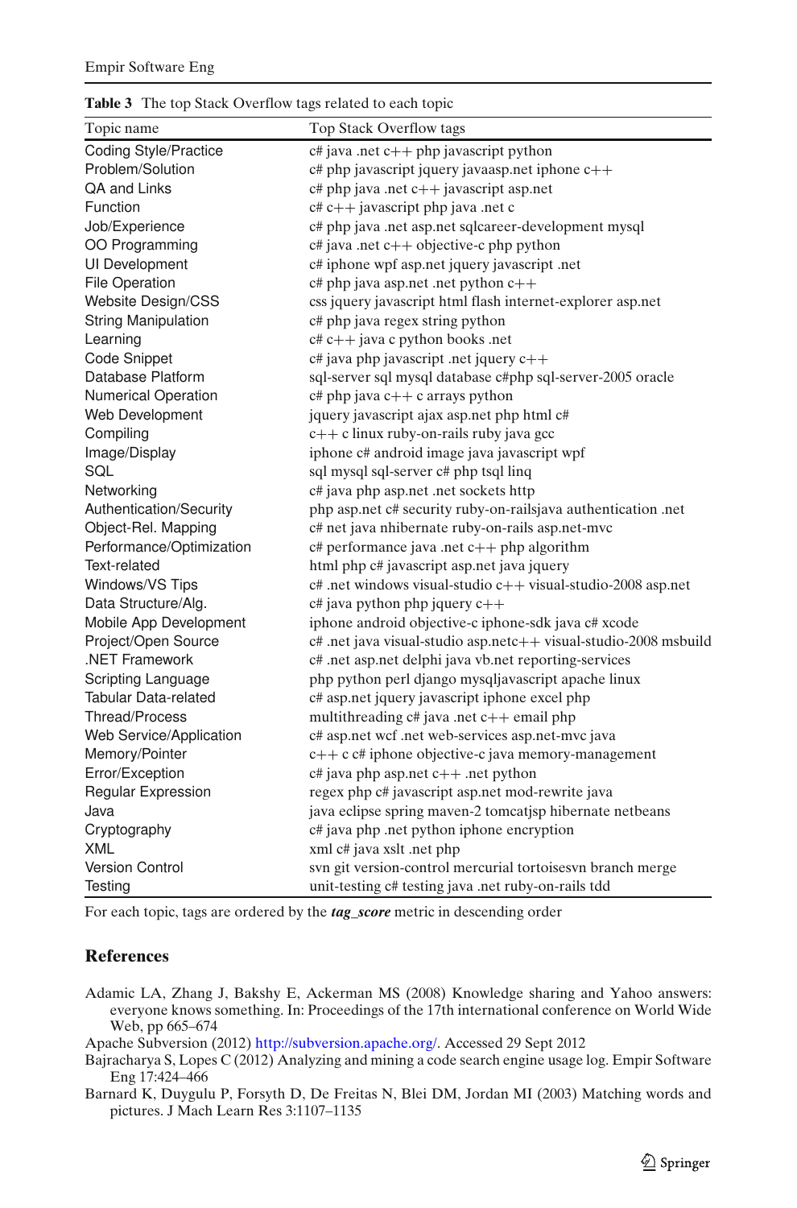**Table 3** The top Stack Overflow tags related to each topic

| Topic name | Top Stack Overflow tags |
|---|---|
| Coding Style/Practice | c# java .net c++ php javascript python |
| Problem/Solution | c# php javascript jquery javaasp.net iphone c++ |
| QA and Links | c# php java .net c++ javascript asp.net |
| Function | c# c++ javascript php java .net c |
| Job/Experience | c# php java .net asp.net sqlcareer-development mysql |
| OO Programming | c# java .net c++ objective-c php python |
| UI Development | c# iphone wpf asp.net jquery javascript .net |
| File Operation | c# php java asp.net .net python c++ |
| Website Design/CSS | css jquery javascript html flash internet-explorer asp.net |
| String Manipulation | c# php java regex string python |
| Learning | c# c++ java c python books .net |
| Code Snippet | c# java php javascript .net jquery c++ |
| Database Platform | sql-server sql mysql database c#php sql-server-2005 oracle |
| Numerical Operation | c# php java c++ c arrays python |
| Web Development | jquery javascript ajax asp.net php html c# |
| Compiling | c++ c linux ruby-on-rails ruby java gcc |
| Image/Display | iphone c# android image java javascript wpf |
| SQL | sql mysql sql-server c# php tsql linq |
| Networking | c# java php asp.net .net sockets http |
| Authentication/Security | php asp.net c# security ruby-on-railsjava authentication .net |
| Object-Rel. Mapping | c# net java nhibernate ruby-on-rails asp.net-mvc |
| Performance/Optimization | c# performance java .net c++ php algorithm |
| Text-related | html php c# javascript asp.net java jquery |
| Windows/VS Tips | c# .net windows visual-studio c++ visual-studio-2008 asp.net |
| Data Structure/Alg. | c# java python php jquery c++ |
| Mobile App Development | iphone android objective-c iphone-sdk java c# xcode |
| Project/Open Source | c# .net java visual-studio asp.netc++ visual-studio-2008 msbuild |
| .NET Framework | c# .net asp.net delphi java vb.net reporting-services |
| Scripting Language | php python perl django mysqljavascript apache linux |
| Tabular Data-related | c# asp.net jquery javascript iphone excel php |
| Thread/Process | multithreading c# java .net c++ email php |
| Web Service/Application | c# asp.net wcf .net web-services asp.net-mvc java |
| Memory/Pointer | c++ c c# iphone objective-c java memory-management |
| Error/Exception | c# java php asp.net c++ .net python |
| Regular Expression | regex php c# javascript asp.net mod-rewrite java |
| Java | java eclipse spring maven-2 tomcatjsp hibernate netbeans |
| Cryptography | c# java php .net python iphone encryption |
| XML | xml c# java xslt .net php |
| Version Control | svn git version-control mercurial tortoisesvn branch merge |
| Testing | unit-testing c# testing java .net ruby-on-rails tdd |

For each topic, tags are ordered by the ***tag_score*** metric in descending order

## References

Adamic LA, Zhang J, Bakshy E, Ackerman MS (2008) Knowledge sharing and Yahoo answers: everyone knows something. In: Proceedings of the 17th international conference on World Wide Web, pp 665–674

Apache Subversion (2012) http://subversion.apache.org/. Accessed 29 Sept 2012

Bajracharya S, Lopes C (2012) Analyzing and mining a code search engine usage log. Empir Software Eng 17:424–466

Barnard K, Duygulu P, Forsyth D, De Freitas N, Blei DM, Jordan MI (2003) Matching words and pictures. J Mach Learn Res 3:1107–1135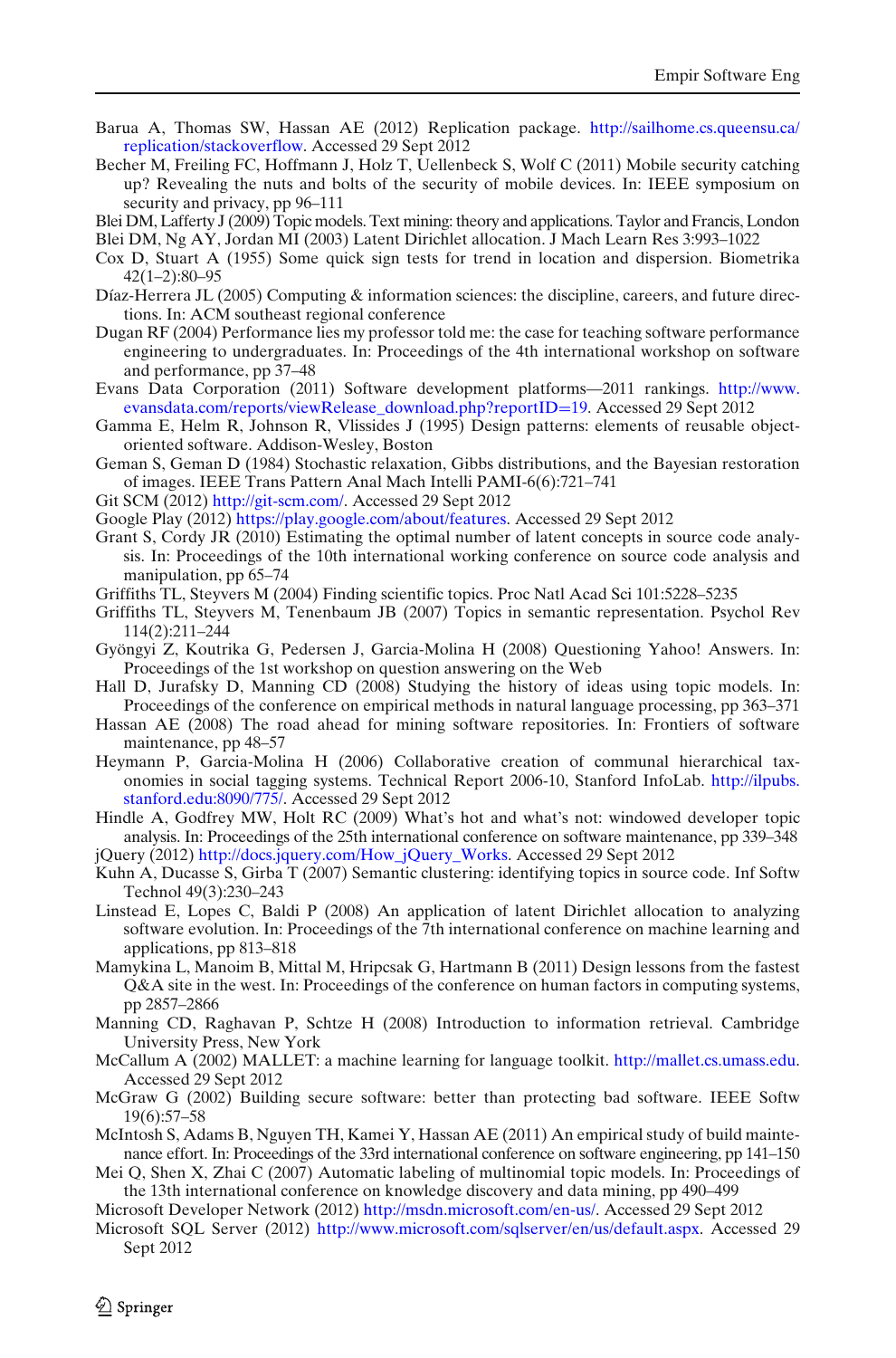Barua A, Thomas SW, Hassan AE (2012) Replication package. http://sailhome.cs.queensu.ca/replication/stackoverflow. Accessed 29 Sept 2012

Becher M, Freiling FC, Hoffmann J, Holz T, Uellenbeck S, Wolf C (2011) Mobile security catching up? Revealing the nuts and bolts of the security of mobile devices. In: IEEE symposium on security and privacy, pp 96–111

Blei DM, Lafferty J (2009) Topic models. Text mining: theory and applications. Taylor and Francis, London

Blei DM, Ng AY, Jordan MI (2003) Latent Dirichlet allocation. J Mach Learn Res 3:993–1022

Cox D, Stuart A (1955) Some quick sign tests for trend in location and dispersion. Biometrika 42(1–2):80–95

Díaz-Herrera JL (2005) Computing & information sciences: the discipline, careers, and future directions. In: ACM southeast regional conference

Dugan RF (2004) Performance lies my professor told me: the case for teaching software performance engineering to undergraduates. In: Proceedings of the 4th international workshop on software and performance, pp 37–48

Evans Data Corporation (2011) Software development platforms—2011 rankings. http://www.evansdata.com/reports/viewRelease_download.php?reportID=19. Accessed 29 Sept 2012

Gamma E, Helm R, Johnson R, Vlissides J (1995) Design patterns: elements of reusable object-oriented software. Addison-Wesley, Boston

Geman S, Geman D (1984) Stochastic relaxation, Gibbs distributions, and the Bayesian restoration of images. IEEE Trans Pattern Anal Mach Intelli PAMI-6(6):721–741

Git SCM (2012) http://git-scm.com/. Accessed 29 Sept 2012

Google Play (2012) https://play.google.com/about/features. Accessed 29 Sept 2012

Grant S, Cordy JR (2010) Estimating the optimal number of latent concepts in source code analysis. In: Proceedings of the 10th international working conference on source code analysis and manipulation, pp 65–74

Griffiths TL, Steyvers M (2004) Finding scientific topics. Proc Natl Acad Sci 101:5228–5235

Griffiths TL, Steyvers M, Tenenbaum JB (2007) Topics in semantic representation. Psychol Rev 114(2):211–244

Gyöngyi Z, Koutrika G, Pedersen J, Garcia-Molina H (2008) Questioning Yahoo! Answers. In: Proceedings of the 1st workshop on question answering on the Web

Hall D, Jurafsky D, Manning CD (2008) Studying the history of ideas using topic models. In: Proceedings of the conference on empirical methods in natural language processing, pp 363–371

Hassan AE (2008) The road ahead for mining software repositories. In: Frontiers of software maintenance, pp 48–57

Heymann P, Garcia-Molina H (2006) Collaborative creation of communal hierarchical taxonomies in social tagging systems. Technical Report 2006-10, Stanford InfoLab. http://ilpubs.stanford.edu:8090/775/. Accessed 29 Sept 2012

Hindle A, Godfrey MW, Holt RC (2009) What's hot and what's not: windowed developer topic analysis. In: Proceedings of the 25th international conference on software maintenance, pp 339–348

jQuery (2012) http://docs.jquery.com/How_jQuery_Works. Accessed 29 Sept 2012

Kuhn A, Ducasse S, Girba T (2007) Semantic clustering: identifying topics in source code. Inf Softw Technol 49(3):230–243

Linstead E, Lopes C, Baldi P (2008) An application of latent Dirichlet allocation to analyzing software evolution. In: Proceedings of the 7th international conference on machine learning and applications, pp 813–818

Mamykina L, Manoim B, Mittal M, Hripcsak G, Hartmann B (2011) Design lessons from the fastest Q&A site in the west. In: Proceedings of the conference on human factors in computing systems, pp 2857–2866

Manning CD, Raghavan P, Schtze H (2008) Introduction to information retrieval. Cambridge University Press, New York

McCallum A (2002) MALLET: a machine learning for language toolkit. http://mallet.cs.umass.edu. Accessed 29 Sept 2012

McGraw G (2002) Building secure software: better than protecting bad software. IEEE Softw 19(6):57–58

McIntosh S, Adams B, Nguyen TH, Kamei Y, Hassan AE (2011) An empirical study of build maintenance effort. In: Proceedings of the 33rd international conference on software engineering, pp 141–150

Mei Q, Shen X, Zhai C (2007) Automatic labeling of multinomial topic models. In: Proceedings of the 13th international conference on knowledge discovery and data mining, pp 490–499

Microsoft Developer Network (2012) http://msdn.microsoft.com/en-us/. Accessed 29 Sept 2012

Microsoft SQL Server (2012) http://www.microsoft.com/sqlserver/en/us/default.aspx. Accessed 29 Sept 2012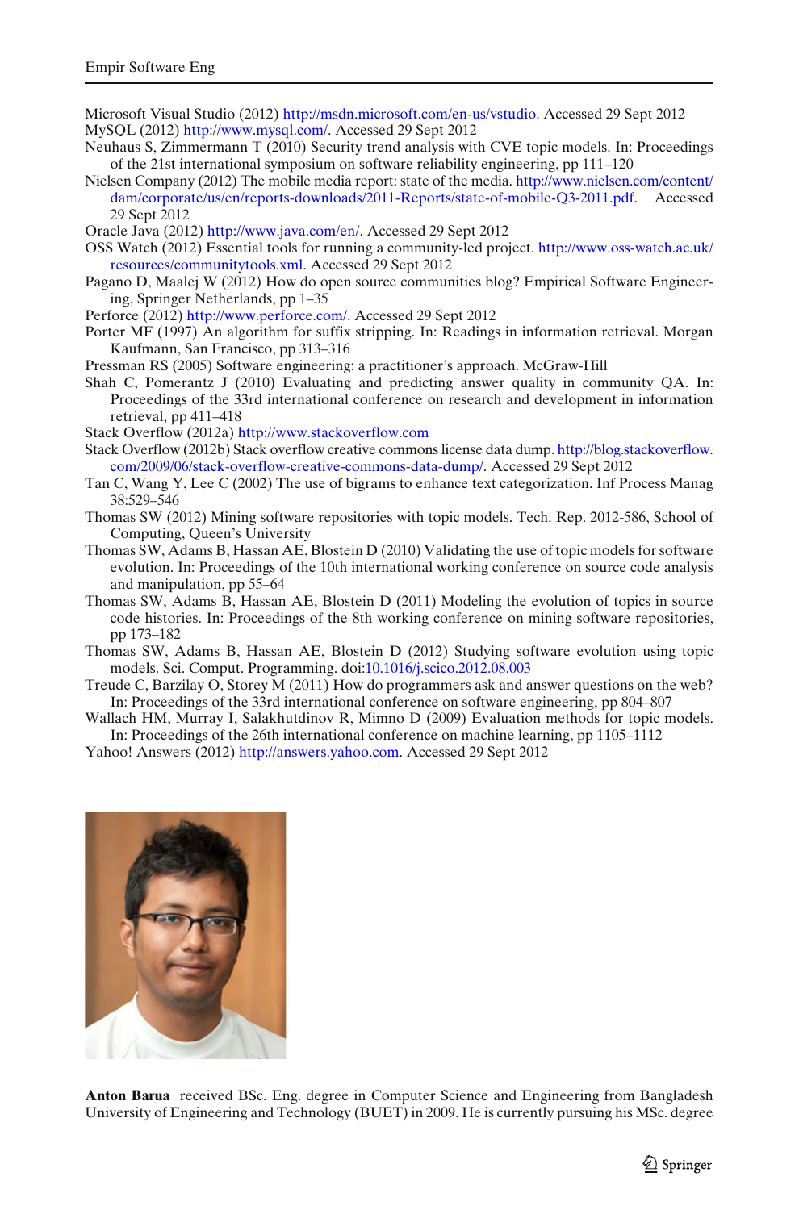Microsoft Visual Studio (2012) http://msdn.microsoft.com/en-us/vstudio. Accessed 29 Sept 2012

MySQL (2012) http://www.mysql.com/. Accessed 29 Sept 2012

Neuhaus S, Zimmermann T (2010) Security trend analysis with CVE topic models. In: Proceedings of the 21st international symposium on software reliability engineering, pp 111–120

Nielsen Company (2012) The mobile media report: state of the media. http://www.nielsen.com/content/dam/corporate/us/en/reports-downloads/2011-Reports/state-of-mobile-Q3-2011.pdf. Accessed 29 Sept 2012

Oracle Java (2012) http://www.java.com/en/. Accessed 29 Sept 2012

OSS Watch (2012) Essential tools for running a community-led project. http://www.oss-watch.ac.uk/resources/communitytools.xml. Accessed 29 Sept 2012

Pagano D, Maalej W (2012) How do open source communities blog? Empirical Software Engineering, Springer Netherlands, pp 1–35

Perforce (2012) http://www.perforce.com/. Accessed 29 Sept 2012

Porter MF (1997) An algorithm for suffix stripping. In: Readings in information retrieval. Morgan Kaufmann, San Francisco, pp 313–316

Pressman RS (2005) Software engineering: a practitioner's approach. McGraw-Hill

Shah C, Pomerantz J (2010) Evaluating and predicting answer quality in community QA. In: Proceedings of the 33rd international conference on research and development in information retrieval, pp 411–418

Stack Overflow (2012a) http://www.stackoverflow.com

Stack Overflow (2012b) Stack overflow creative commons license data dump. http://blog.stackoverflow.com/2009/06/stack-overflow-creative-commons-data-dump/. Accessed 29 Sept 2012

Tan C, Wang Y, Lee C (2002) The use of bigrams to enhance text categorization. Inf Process Manag 38:529–546

Thomas SW (2012) Mining software repositories with topic models. Tech. Rep. 2012-586, School of Computing, Queen's University

Thomas SW, Adams B, Hassan AE, Blostein D (2010) Validating the use of topic models for software evolution. In: Proceedings of the 10th international working conference on source code analysis and manipulation, pp 55–64

Thomas SW, Adams B, Hassan AE, Blostein D (2011) Modeling the evolution of topics in source code histories. In: Proceedings of the 8th working conference on mining software repositories, pp 173–182

Thomas SW, Adams B, Hassan AE, Blostein D (2012) Studying software evolution using topic models. Sci. Comput. Programming. doi:10.1016/j.scico.2012.08.003

Treude C, Barzilay O, Storey M (2011) How do programmers ask and answer questions on the web? In: Proceedings of the 33rd international conference on software engineering, pp 804–807

Wallach HM, Murray I, Salakhutdinov R, Mimno D (2009) Evaluation methods for topic models. In: Proceedings of the 26th international conference on machine learning, pp 1105–1112

Yahoo! Answers (2012) http://answers.yahoo.com. Accessed 29 Sept 2012

**Anton Barua** received BSc. Eng. degree in Computer Science and Engineering from Bangladesh University of Engineering and Technology (BUET) in 2009. He is currently pursuing his MSc. degree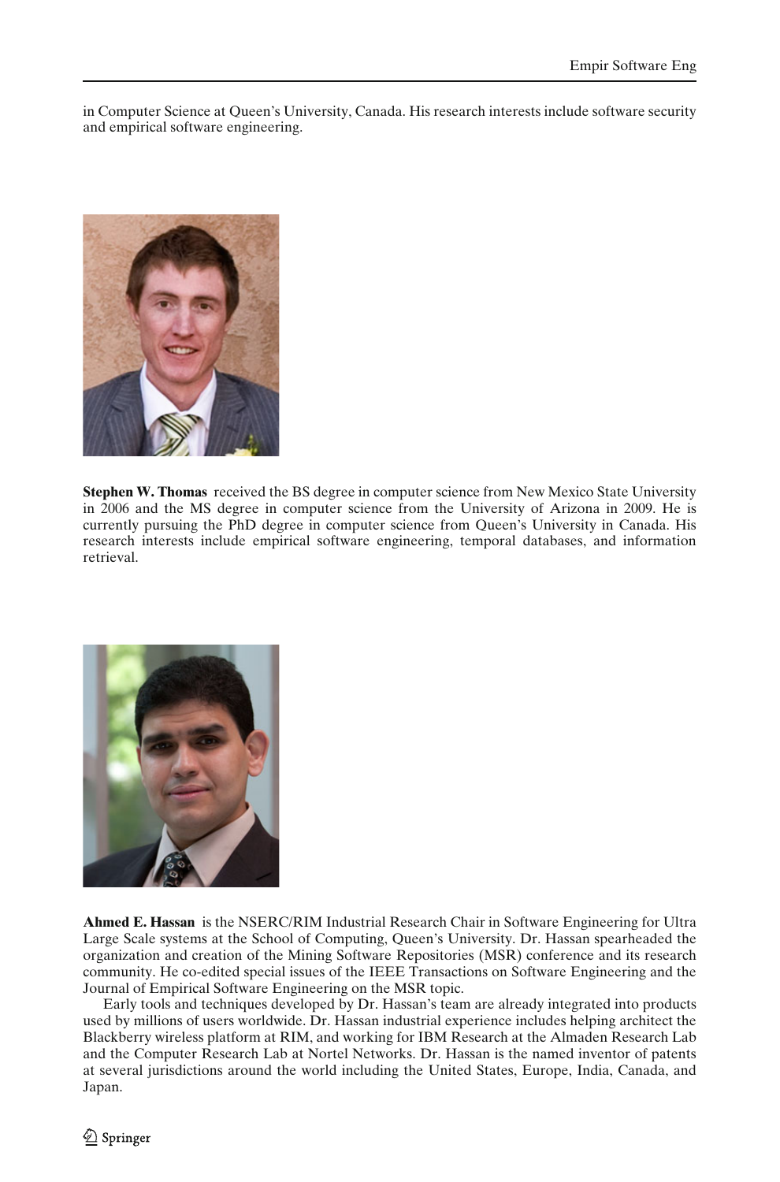in Computer Science at Queen's University, Canada. His research interests include software security and empirical software engineering.

**Stephen W. Thomas** received the BS degree in computer science from New Mexico State University in 2006 and the MS degree in computer science from the University of Arizona in 2009. He is currently pursuing the PhD degree in computer science from Queen's University in Canada. His research interests include empirical software engineering, temporal databases, and information retrieval.

**Ahmed E. Hassan** is the NSERC/RIM Industrial Research Chair in Software Engineering for Ultra Large Scale systems at the School of Computing, Queen's University. Dr. Hassan spearheaded the organization and creation of the Mining Software Repositories (MSR) conference and its research community. He co-edited special issues of the IEEE Transactions on Software Engineering and the Journal of Empirical Software Engineering on the MSR topic.

Early tools and techniques developed by Dr. Hassan's team are already integrated into products used by millions of users worldwide. Dr. Hassan industrial experience includes helping architect the Blackberry wireless platform at RIM, and working for IBM Research at the Almaden Research Lab and the Computer Research Lab at Nortel Networks. Dr. Hassan is the named inventor of patents at several jurisdictions around the world including the United States, Europe, India, Canada, and Japan.